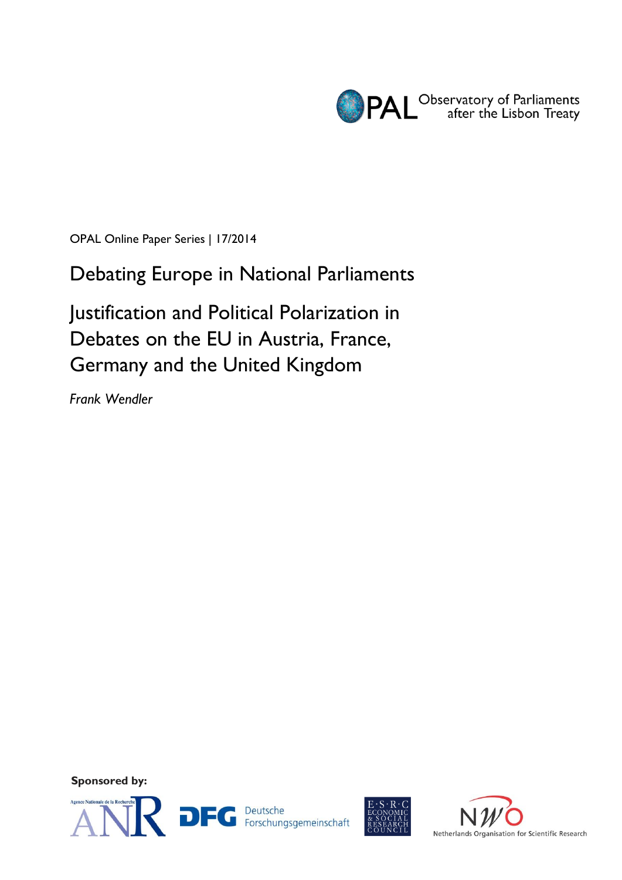OPAL Observatory of Parliaments after the Lisbon Treaty

OPAL Online Paper Series | 17/2014

# Debating Europe in National Parliaments

## Justification and Political Polarization in Debates on the EU in Austria, France, Germany and the United Kingdom

*Frank Wendler*

**Sponsored by:**

Agence Nationale de la Recherche ANR | DFG Deutsche Forschungsgemeinschaft | E·S·R·C Economic & Social Research Council | NWO Netherlands Organisation for Scientific Research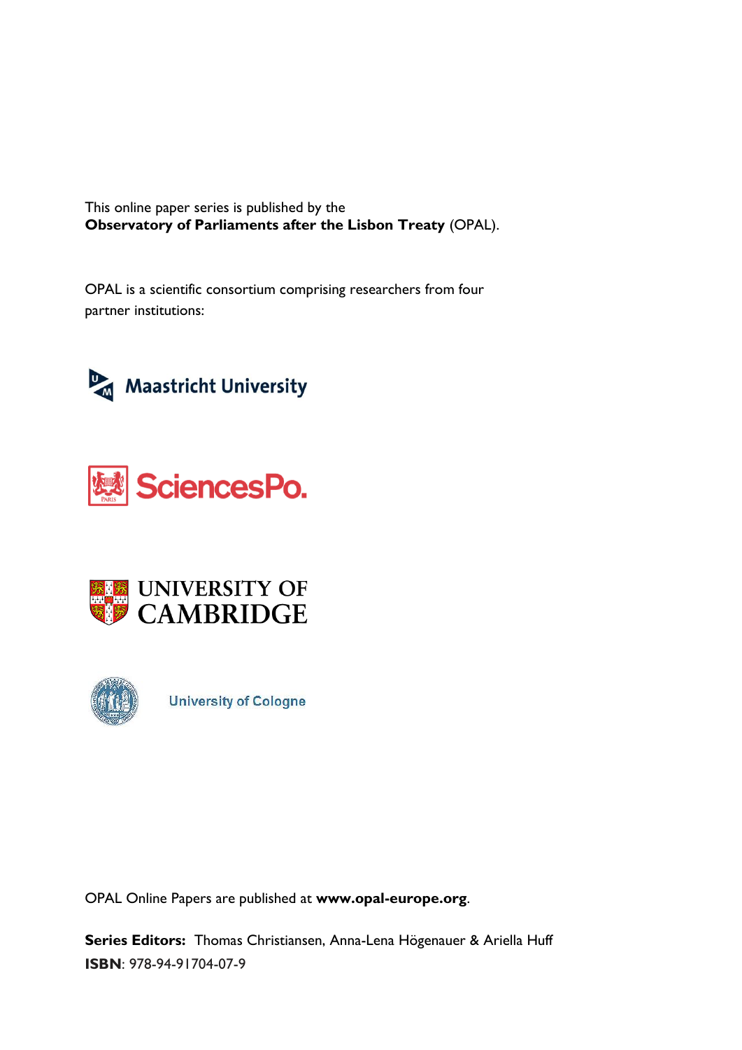This online paper series is published by the
**Observatory of Parliaments after the Lisbon Treaty** (OPAL).

OPAL is a scientific consortium comprising researchers from four partner institutions:

Maastricht University

SciencesPo.

UNIVERSITY OF CAMBRIDGE

University of Cologne

OPAL Online Papers are published at **www.opal-europe.org**.

**Series Editors:** Thomas Christiansen, Anna-Lena Högenauer & Ariella Huff
**ISBN**: 978-94-91704-07-9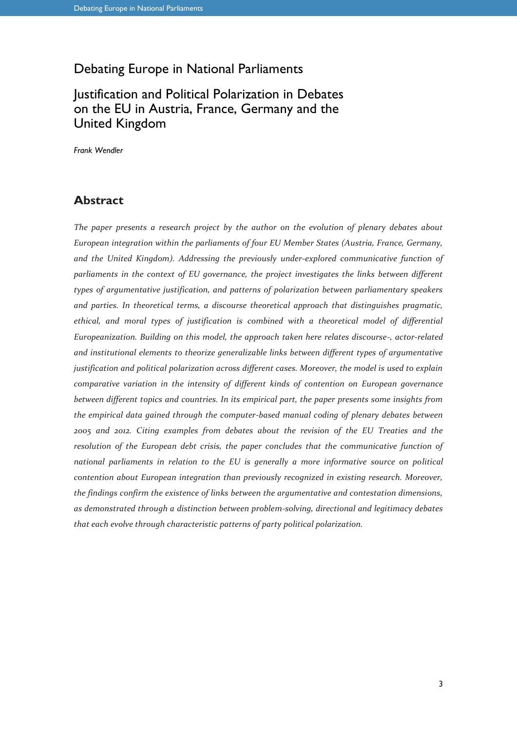# Debating Europe in National Parliaments

## Justification and Political Polarization in Debates on the EU in Austria, France, Germany and the United Kingdom

*Frank Wendler*

## Abstract

*The paper presents a research project by the author on the evolution of plenary debates about European integration within the parliaments of four EU Member States (Austria, France, Germany, and the United Kingdom). Addressing the previously under-explored communicative function of parliaments in the context of EU governance, the project investigates the links between different types of argumentative justification, and patterns of polarization between parliamentary speakers and parties. In theoretical terms, a discourse theoretical approach that distinguishes pragmatic, ethical, and moral types of justification is combined with a theoretical model of differential Europeanization. Building on this model, the approach taken here relates discourse-, actor-related and institutional elements to theorize generalizable links between different types of argumentative justification and political polarization across different cases. Moreover, the model is used to explain comparative variation in the intensity of different kinds of contention on European governance between different topics and countries. In its empirical part, the paper presents some insights from the empirical data gained through the computer-based manual coding of plenary debates between 2005 and 2012. Citing examples from debates about the revision of the EU Treaties and the resolution of the European debt crisis, the paper concludes that the communicative function of national parliaments in relation to the EU is generally a more informative source on political contention about European integration than previously recognized in existing research. Moreover, the findings confirm the existence of links between the argumentative and contestation dimensions, as demonstrated through a distinction between problem-solving, directional and legitimacy debates that each evolve through characteristic patterns of party political polarization.*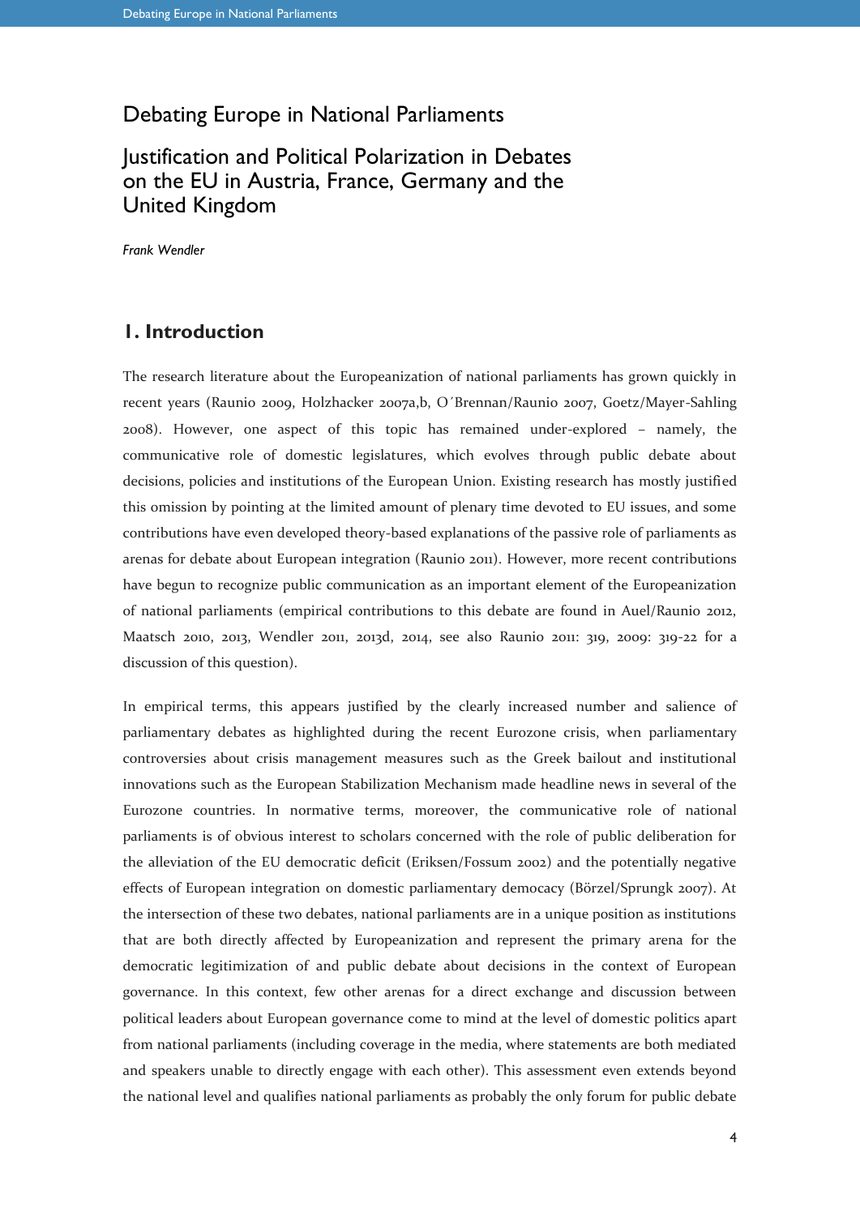# Debating Europe in National Parliaments

## Justification and Political Polarization in Debates on the EU in Austria, France, Germany and the United Kingdom

*Frank Wendler*

## 1. Introduction

The research literature about the Europeanization of national parliaments has grown quickly in recent years (Raunio 2009, Holzhacker 2007a,b, O´Brennan/Raunio 2007, Goetz/Mayer-Sahling 2008). However, one aspect of this topic has remained under-explored – namely, the communicative role of domestic legislatures, which evolves through public debate about decisions, policies and institutions of the European Union. Existing research has mostly justified this omission by pointing at the limited amount of plenary time devoted to EU issues, and some contributions have even developed theory-based explanations of the passive role of parliaments as arenas for debate about European integration (Raunio 2011). However, more recent contributions have begun to recognize public communication as an important element of the Europeanization of national parliaments (empirical contributions to this debate are found in Auel/Raunio 2012, Maatsch 2010, 2013, Wendler 2011, 2013d, 2014, see also Raunio 2011: 319, 2009: 319-22 for a discussion of this question).

In empirical terms, this appears justified by the clearly increased number and salience of parliamentary debates as highlighted during the recent Eurozone crisis, when parliamentary controversies about crisis management measures such as the Greek bailout and institutional innovations such as the European Stabilization Mechanism made headline news in several of the Eurozone countries. In normative terms, moreover, the communicative role of national parliaments is of obvious interest to scholars concerned with the role of public deliberation for the alleviation of the EU democratic deficit (Eriksen/Fossum 2002) and the potentially negative effects of European integration on domestic parliamentary democacy (Börzel/Sprungk 2007). At the intersection of these two debates, national parliaments are in a unique position as institutions that are both directly affected by Europeanization and represent the primary arena for the democratic legitimization of and public debate about decisions in the context of European governance. In this context, few other arenas for a direct exchange and discussion between political leaders about European governance come to mind at the level of domestic politics apart from national parliaments (including coverage in the media, where statements are both mediated and speakers unable to directly engage with each other). This assessment even extends beyond the national level and qualifies national parliaments as probably the only forum for public debate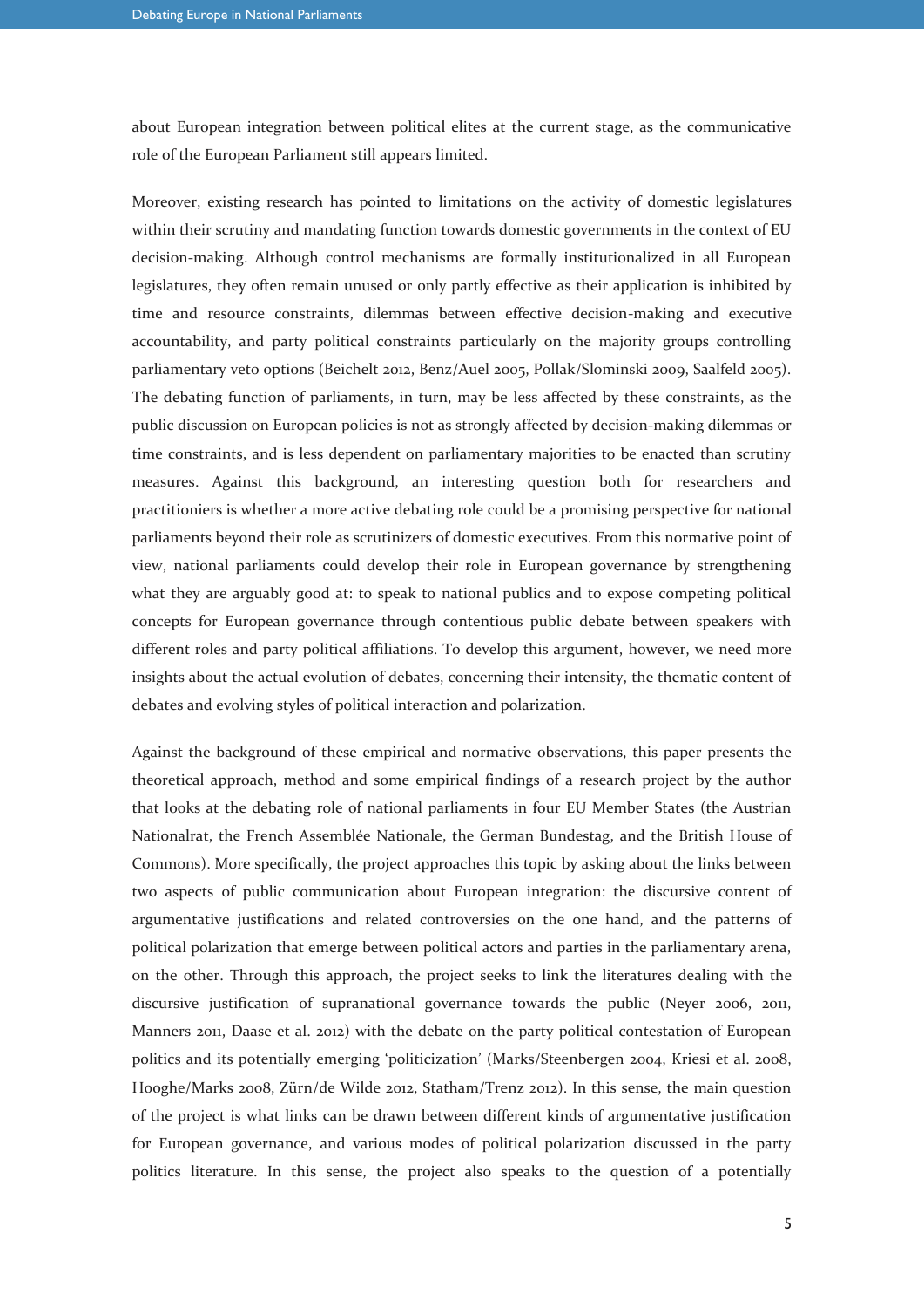about European integration between political elites at the current stage, as the communicative role of the European Parliament still appears limited.

Moreover, existing research has pointed to limitations on the activity of domestic legislatures within their scrutiny and mandating function towards domestic governments in the context of EU decision-making. Although control mechanisms are formally institutionalized in all European legislatures, they often remain unused or only partly effective as their application is inhibited by time and resource constraints, dilemmas between effective decision-making and executive accountability, and party political constraints particularly on the majority groups controlling parliamentary veto options (Beichelt 2012, Benz/Auel 2005, Pollak/Slominski 2009, Saalfeld 2005). The debating function of parliaments, in turn, may be less affected by these constraints, as the public discussion on European policies is not as strongly affected by decision-making dilemmas or time constraints, and is less dependent on parliamentary majorities to be enacted than scrutiny measures. Against this background, an interesting question both for researchers and practitioniers is whether a more active debating role could be a promising perspective for national parliaments beyond their role as scrutinizers of domestic executives. From this normative point of view, national parliaments could develop their role in European governance by strengthening what they are arguably good at: to speak to national publics and to expose competing political concepts for European governance through contentious public debate between speakers with different roles and party political affiliations. To develop this argument, however, we need more insights about the actual evolution of debates, concerning their intensity, the thematic content of debates and evolving styles of political interaction and polarization.

Against the background of these empirical and normative observations, this paper presents the theoretical approach, method and some empirical findings of a research project by the author that looks at the debating role of national parliaments in four EU Member States (the Austrian Nationalrat, the French Assemblée Nationale, the German Bundestag, and the British House of Commons). More specifically, the project approaches this topic by asking about the links between two aspects of public communication about European integration: the discursive content of argumentative justifications and related controversies on the one hand, and the patterns of political polarization that emerge between political actors and parties in the parliamentary arena, on the other. Through this approach, the project seeks to link the literatures dealing with the discursive justification of supranational governance towards the public (Neyer 2006, 2011, Manners 2011, Daase et al. 2012) with the debate on the party political contestation of European politics and its potentially emerging 'politicization' (Marks/Steenbergen 2004, Kriesi et al. 2008, Hooghe/Marks 2008, Zürn/de Wilde 2012, Statham/Trenz 2012). In this sense, the main question of the project is what links can be drawn between different kinds of argumentative justification for European governance, and various modes of political polarization discussed in the party politics literature. In this sense, the project also speaks to the question of a potentially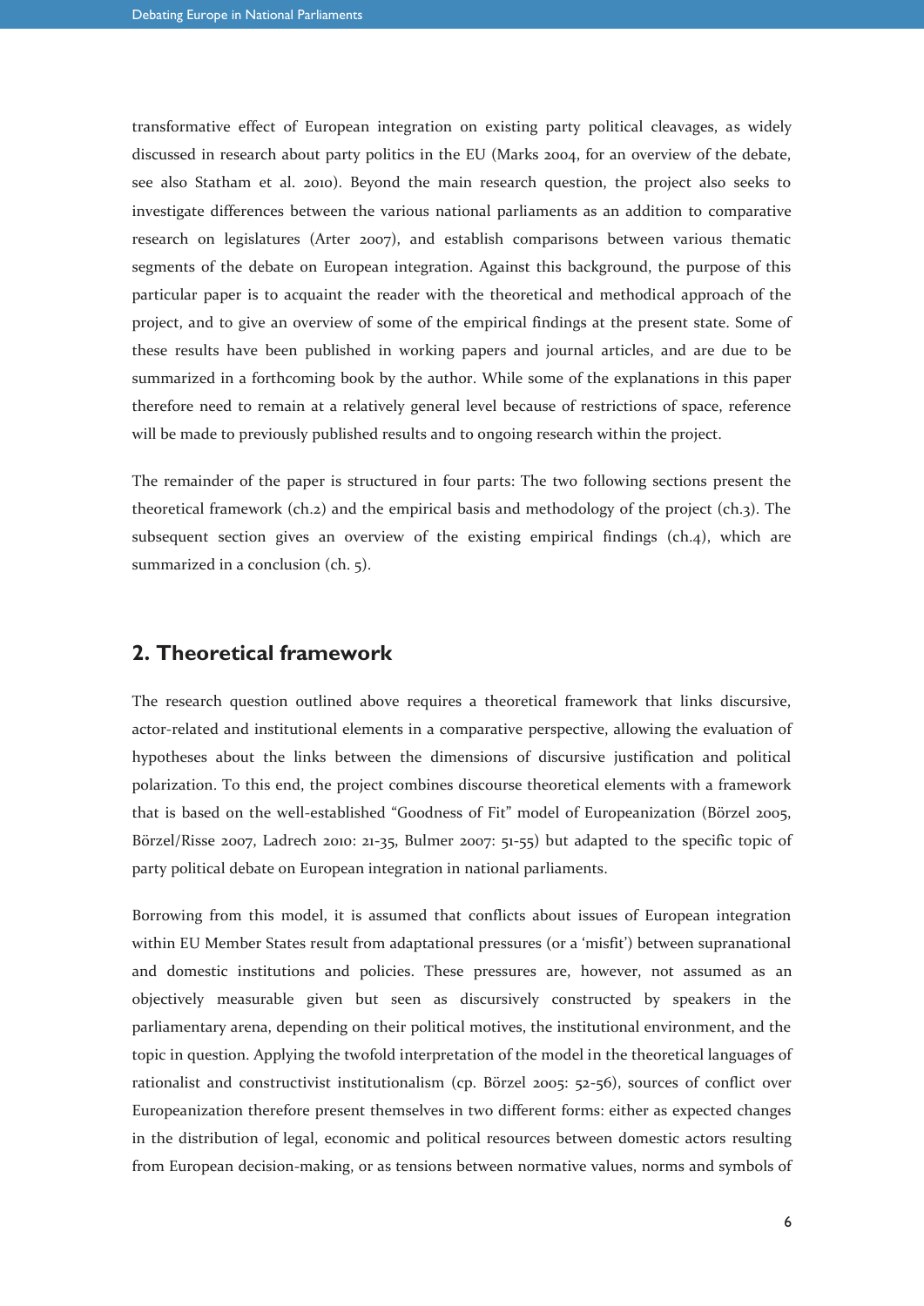transformative effect of European integration on existing party political cleavages, as widely discussed in research about party politics in the EU (Marks 2004, for an overview of the debate, see also Statham et al. 2010). Beyond the main research question, the project also seeks to investigate differences between the various national parliaments as an addition to comparative research on legislatures (Arter 2007), and establish comparisons between various thematic segments of the debate on European integration. Against this background, the purpose of this particular paper is to acquaint the reader with the theoretical and methodical approach of the project, and to give an overview of some of the empirical findings at the present state. Some of these results have been published in working papers and journal articles, and are due to be summarized in a forthcoming book by the author. While some of the explanations in this paper therefore need to remain at a relatively general level because of restrictions of space, reference will be made to previously published results and to ongoing research within the project.

The remainder of the paper is structured in four parts: The two following sections present the theoretical framework (ch.2) and the empirical basis and methodology of the project (ch.3). The subsequent section gives an overview of the existing empirical findings (ch.4), which are summarized in a conclusion (ch. 5).

## 2. Theoretical framework

The research question outlined above requires a theoretical framework that links discursive, actor-related and institutional elements in a comparative perspective, allowing the evaluation of hypotheses about the links between the dimensions of discursive justification and political polarization. To this end, the project combines discourse theoretical elements with a framework that is based on the well-established "Goodness of Fit" model of Europeanization (Börzel 2005, Börzel/Risse 2007, Ladrech 2010: 21-35, Bulmer 2007: 51-55) but adapted to the specific topic of party political debate on European integration in national parliaments.

Borrowing from this model, it is assumed that conflicts about issues of European integration within EU Member States result from adaptational pressures (or a 'misfit') between supranational and domestic institutions and policies. These pressures are, however, not assumed as an objectively measurable given but seen as discursively constructed by speakers in the parliamentary arena, depending on their political motives, the institutional environment, and the topic in question. Applying the twofold interpretation of the model in the theoretical languages of rationalist and constructivist institutionalism (cp. Börzel 2005: 52-56), sources of conflict over Europeanization therefore present themselves in two different forms: either as expected changes in the distribution of legal, economic and political resources between domestic actors resulting from European decision-making, or as tensions between normative values, norms and symbols of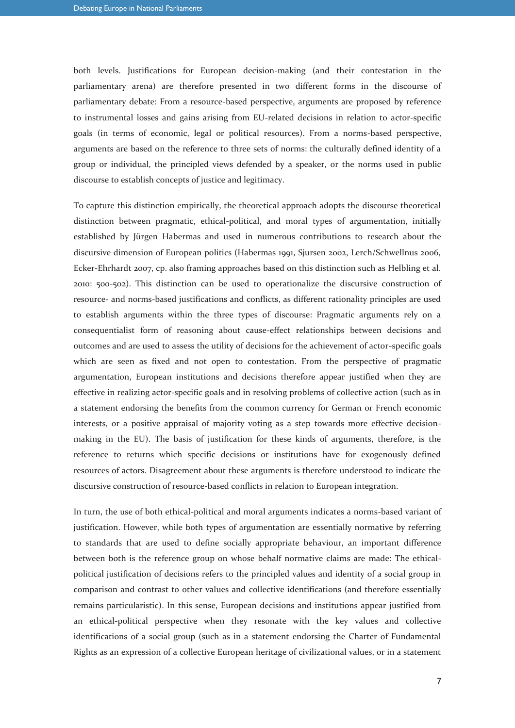both levels. Justifications for European decision-making (and their contestation in the parliamentary arena) are therefore presented in two different forms in the discourse of parliamentary debate: From a resource-based perspective, arguments are proposed by reference to instrumental losses and gains arising from EU-related decisions in relation to actor-specific goals (in terms of economic, legal or political resources). From a norms-based perspective, arguments are based on the reference to three sets of norms: the culturally defined identity of a group or individual, the principled views defended by a speaker, or the norms used in public discourse to establish concepts of justice and legitimacy.

To capture this distinction empirically, the theoretical approach adopts the discourse theoretical distinction between pragmatic, ethical-political, and moral types of argumentation, initially established by Jürgen Habermas and used in numerous contributions to research about the discursive dimension of European politics (Habermas 1991, Sjursen 2002, Lerch/Schwellnus 2006, Ecker-Ehrhardt 2007, cp. also framing approaches based on this distinction such as Helbling et al. 2010: 500-502). This distinction can be used to operationalize the discursive construction of resource- and norms-based justifications and conflicts, as different rationality principles are used to establish arguments within the three types of discourse: Pragmatic arguments rely on a consequentialist form of reasoning about cause-effect relationships between decisions and outcomes and are used to assess the utility of decisions for the achievement of actor-specific goals which are seen as fixed and not open to contestation. From the perspective of pragmatic argumentation, European institutions and decisions therefore appear justified when they are effective in realizing actor-specific goals and in resolving problems of collective action (such as in a statement endorsing the benefits from the common currency for German or French economic interests, or a positive appraisal of majority voting as a step towards more effective decision-making in the EU). The basis of justification for these kinds of arguments, therefore, is the reference to returns which specific decisions or institutions have for exogenously defined resources of actors. Disagreement about these arguments is therefore understood to indicate the discursive construction of resource-based conflicts in relation to European integration.

In turn, the use of both ethical-political and moral arguments indicates a norms-based variant of justification. However, while both types of argumentation are essentially normative by referring to standards that are used to define socially appropriate behaviour, an important difference between both is the reference group on whose behalf normative claims are made: The ethical-political justification of decisions refers to the principled values and identity of a social group in comparison and contrast to other values and collective identifications (and therefore essentially remains particularistic). In this sense, European decisions and institutions appear justified from an ethical-political perspective when they resonate with the key values and collective identifications of a social group (such as in a statement endorsing the Charter of Fundamental Rights as an expression of a collective European heritage of civilizational values, or in a statement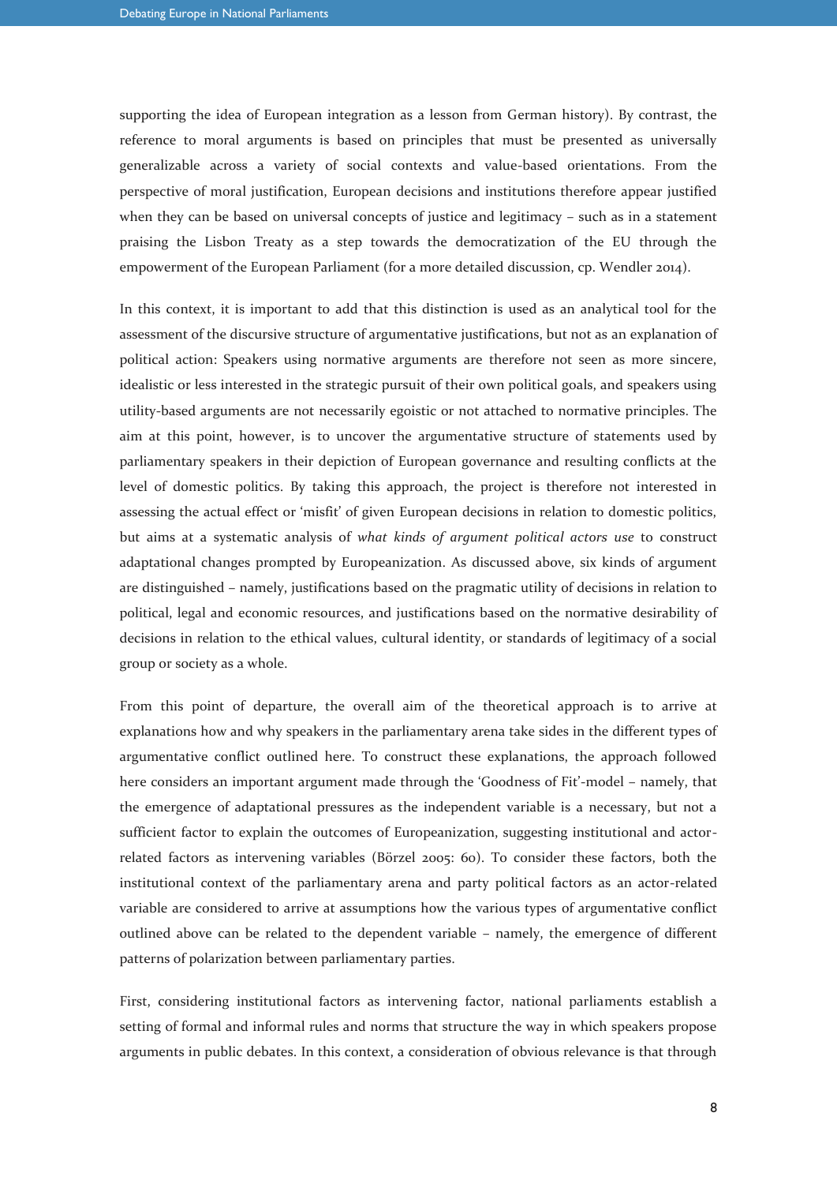supporting the idea of European integration as a lesson from German history). By contrast, the reference to moral arguments is based on principles that must be presented as universally generalizable across a variety of social contexts and value-based orientations. From the perspective of moral justification, European decisions and institutions therefore appear justified when they can be based on universal concepts of justice and legitimacy – such as in a statement praising the Lisbon Treaty as a step towards the democratization of the EU through the empowerment of the European Parliament (for a more detailed discussion, cp. Wendler 2014).

In this context, it is important to add that this distinction is used as an analytical tool for the assessment of the discursive structure of argumentative justifications, but not as an explanation of political action: Speakers using normative arguments are therefore not seen as more sincere, idealistic or less interested in the strategic pursuit of their own political goals, and speakers using utility-based arguments are not necessarily egoistic or not attached to normative principles. The aim at this point, however, is to uncover the argumentative structure of statements used by parliamentary speakers in their depiction of European governance and resulting conflicts at the level of domestic politics. By taking this approach, the project is therefore not interested in assessing the actual effect or 'misfit' of given European decisions in relation to domestic politics, but aims at a systematic analysis of *what kinds of argument political actors use* to construct adaptational changes prompted by Europeanization. As discussed above, six kinds of argument are distinguished – namely, justifications based on the pragmatic utility of decisions in relation to political, legal and economic resources, and justifications based on the normative desirability of decisions in relation to the ethical values, cultural identity, or standards of legitimacy of a social group or society as a whole.

From this point of departure, the overall aim of the theoretical approach is to arrive at explanations how and why speakers in the parliamentary arena take sides in the different types of argumentative conflict outlined here. To construct these explanations, the approach followed here considers an important argument made through the 'Goodness of Fit'-model – namely, that the emergence of adaptational pressures as the independent variable is a necessary, but not a sufficient factor to explain the outcomes of Europeanization, suggesting institutional and actor-related factors as intervening variables (Börzel 2005: 60). To consider these factors, both the institutional context of the parliamentary arena and party political factors as an actor-related variable are considered to arrive at assumptions how the various types of argumentative conflict outlined above can be related to the dependent variable – namely, the emergence of different patterns of polarization between parliamentary parties.

First, considering institutional factors as intervening factor, national parliaments establish a setting of formal and informal rules and norms that structure the way in which speakers propose arguments in public debates. In this context, a consideration of obvious relevance is that through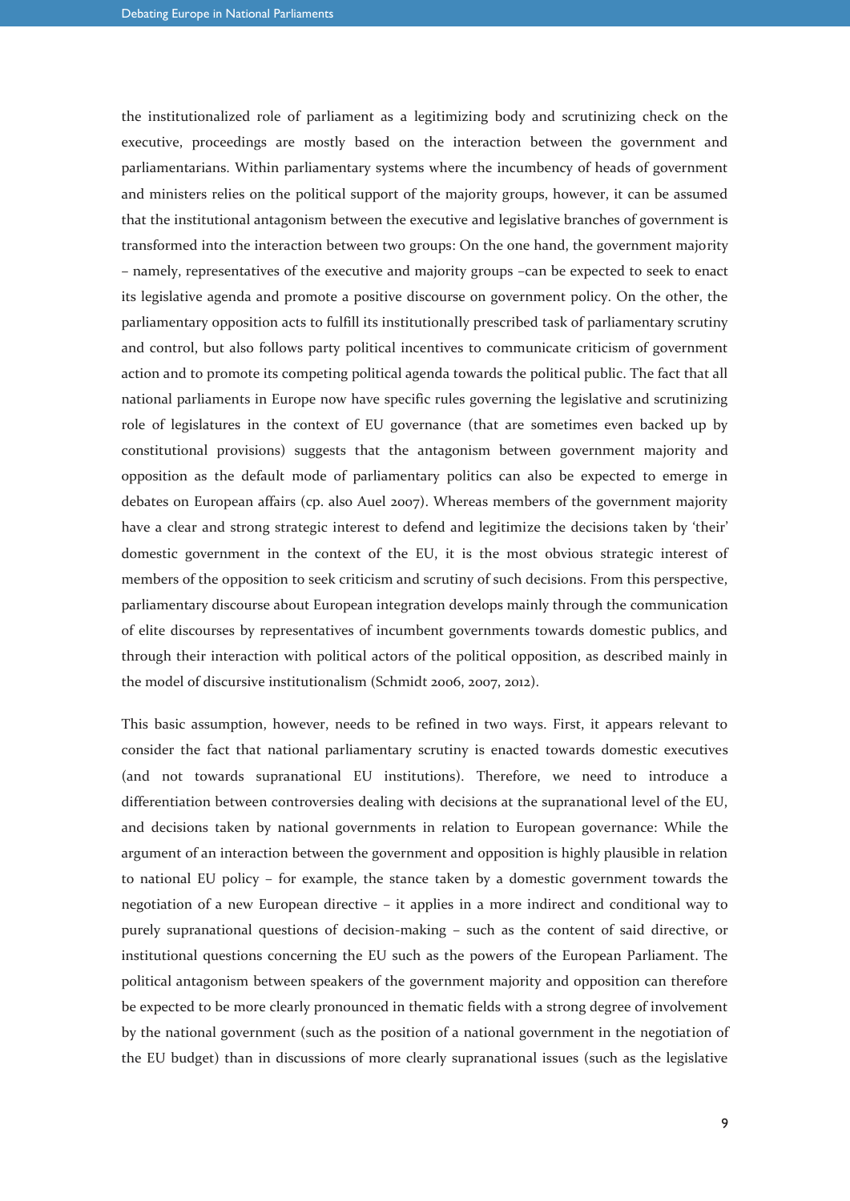the institutionalized role of parliament as a legitimizing body and scrutinizing check on the executive, proceedings are mostly based on the interaction between the government and parliamentarians. Within parliamentary systems where the incumbency of heads of government and ministers relies on the political support of the majority groups, however, it can be assumed that the institutional antagonism between the executive and legislative branches of government is transformed into the interaction between two groups: On the one hand, the government majority – namely, representatives of the executive and majority groups –can be expected to seek to enact its legislative agenda and promote a positive discourse on government policy. On the other, the parliamentary opposition acts to fulfill its institutionally prescribed task of parliamentary scrutiny and control, but also follows party political incentives to communicate criticism of government action and to promote its competing political agenda towards the political public. The fact that all national parliaments in Europe now have specific rules governing the legislative and scrutinizing role of legislatures in the context of EU governance (that are sometimes even backed up by constitutional provisions) suggests that the antagonism between government majority and opposition as the default mode of parliamentary politics can also be expected to emerge in debates on European affairs (cp. also Auel 2007). Whereas members of the government majority have a clear and strong strategic interest to defend and legitimize the decisions taken by 'their' domestic government in the context of the EU, it is the most obvious strategic interest of members of the opposition to seek criticism and scrutiny of such decisions. From this perspective, parliamentary discourse about European integration develops mainly through the communication of elite discourses by representatives of incumbent governments towards domestic publics, and through their interaction with political actors of the political opposition, as described mainly in the model of discursive institutionalism (Schmidt 2006, 2007, 2012).

This basic assumption, however, needs to be refined in two ways. First, it appears relevant to consider the fact that national parliamentary scrutiny is enacted towards domestic executives (and not towards supranational EU institutions). Therefore, we need to introduce a differentiation between controversies dealing with decisions at the supranational level of the EU, and decisions taken by national governments in relation to European governance: While the argument of an interaction between the government and opposition is highly plausible in relation to national EU policy – for example, the stance taken by a domestic government towards the negotiation of a new European directive – it applies in a more indirect and conditional way to purely supranational questions of decision-making – such as the content of said directive, or institutional questions concerning the EU such as the powers of the European Parliament. The political antagonism between speakers of the government majority and opposition can therefore be expected to be more clearly pronounced in thematic fields with a strong degree of involvement by the national government (such as the position of a national government in the negotiation of the EU budget) than in discussions of more clearly supranational issues (such as the legislative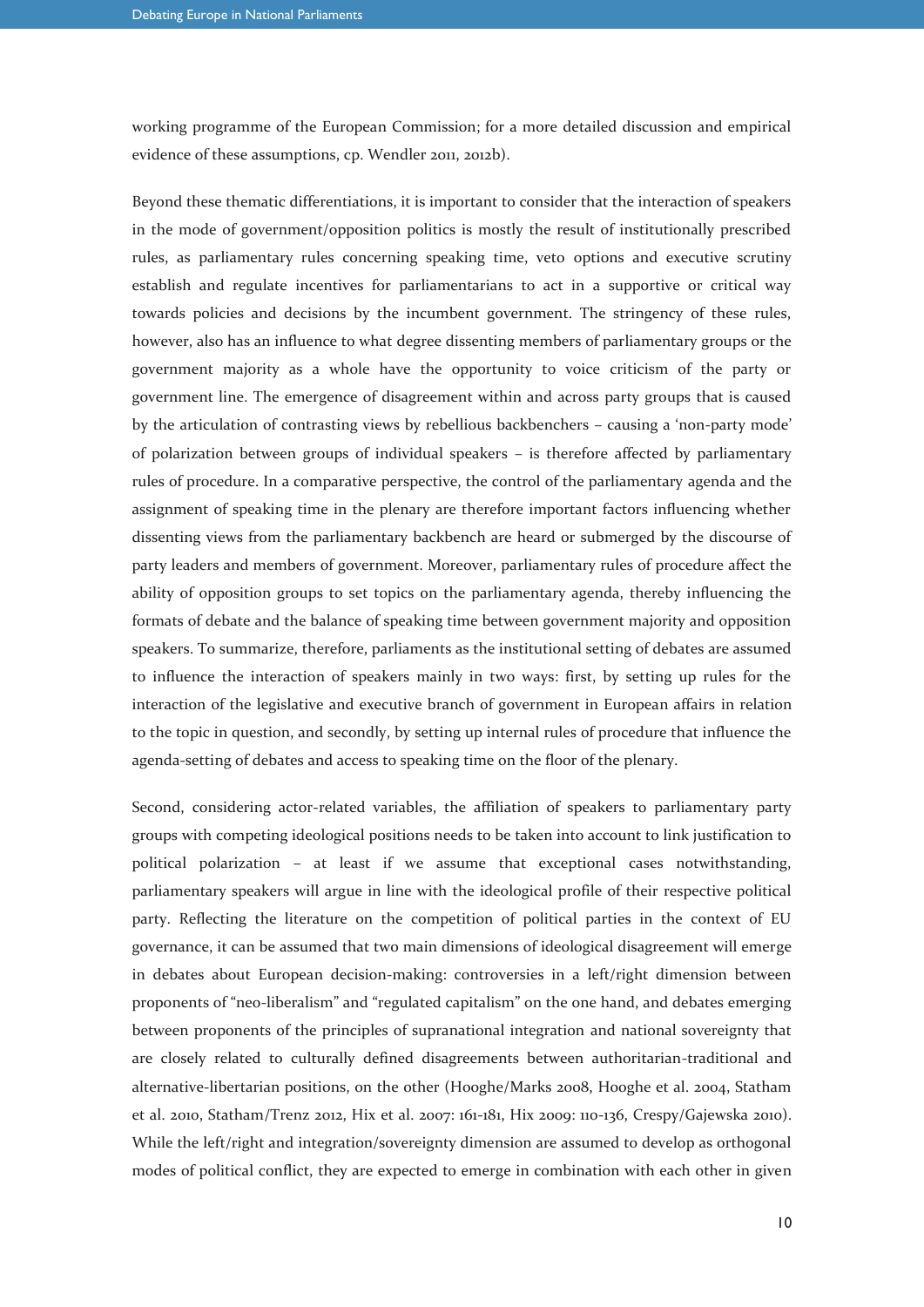working programme of the European Commission; for a more detailed discussion and empirical evidence of these assumptions, cp. Wendler 2011, 2012b).

Beyond these thematic differentiations, it is important to consider that the interaction of speakers in the mode of government/opposition politics is mostly the result of institutionally prescribed rules, as parliamentary rules concerning speaking time, veto options and executive scrutiny establish and regulate incentives for parliamentarians to act in a supportive or critical way towards policies and decisions by the incumbent government. The stringency of these rules, however, also has an influence to what degree dissenting members of parliamentary groups or the government majority as a whole have the opportunity to voice criticism of the party or government line. The emergence of disagreement within and across party groups that is caused by the articulation of contrasting views by rebellious backbenchers – causing a 'non-party mode' of polarization between groups of individual speakers – is therefore affected by parliamentary rules of procedure. In a comparative perspective, the control of the parliamentary agenda and the assignment of speaking time in the plenary are therefore important factors influencing whether dissenting views from the parliamentary backbench are heard or submerged by the discourse of party leaders and members of government. Moreover, parliamentary rules of procedure affect the ability of opposition groups to set topics on the parliamentary agenda, thereby influencing the formats of debate and the balance of speaking time between government majority and opposition speakers. To summarize, therefore, parliaments as the institutional setting of debates are assumed to influence the interaction of speakers mainly in two ways: first, by setting up rules for the interaction of the legislative and executive branch of government in European affairs in relation to the topic in question, and secondly, by setting up internal rules of procedure that influence the agenda-setting of debates and access to speaking time on the floor of the plenary.

Second, considering actor-related variables, the affiliation of speakers to parliamentary party groups with competing ideological positions needs to be taken into account to link justification to political polarization – at least if we assume that exceptional cases notwithstanding, parliamentary speakers will argue in line with the ideological profile of their respective political party. Reflecting the literature on the competition of political parties in the context of EU governance, it can be assumed that two main dimensions of ideological disagreement will emerge in debates about European decision-making: controversies in a left/right dimension between proponents of "neo-liberalism" and "regulated capitalism" on the one hand, and debates emerging between proponents of the principles of supranational integration and national sovereignty that are closely related to culturally defined disagreements between authoritarian-traditional and alternative-libertarian positions, on the other (Hooghe/Marks 2008, Hooghe et al. 2004, Statham et al. 2010, Statham/Trenz 2012, Hix et al. 2007: 161-181, Hix 2009: 110-136, Crespy/Gajewska 2010). While the left/right and integration/sovereignty dimension are assumed to develop as orthogonal modes of political conflict, they are expected to emerge in combination with each other in given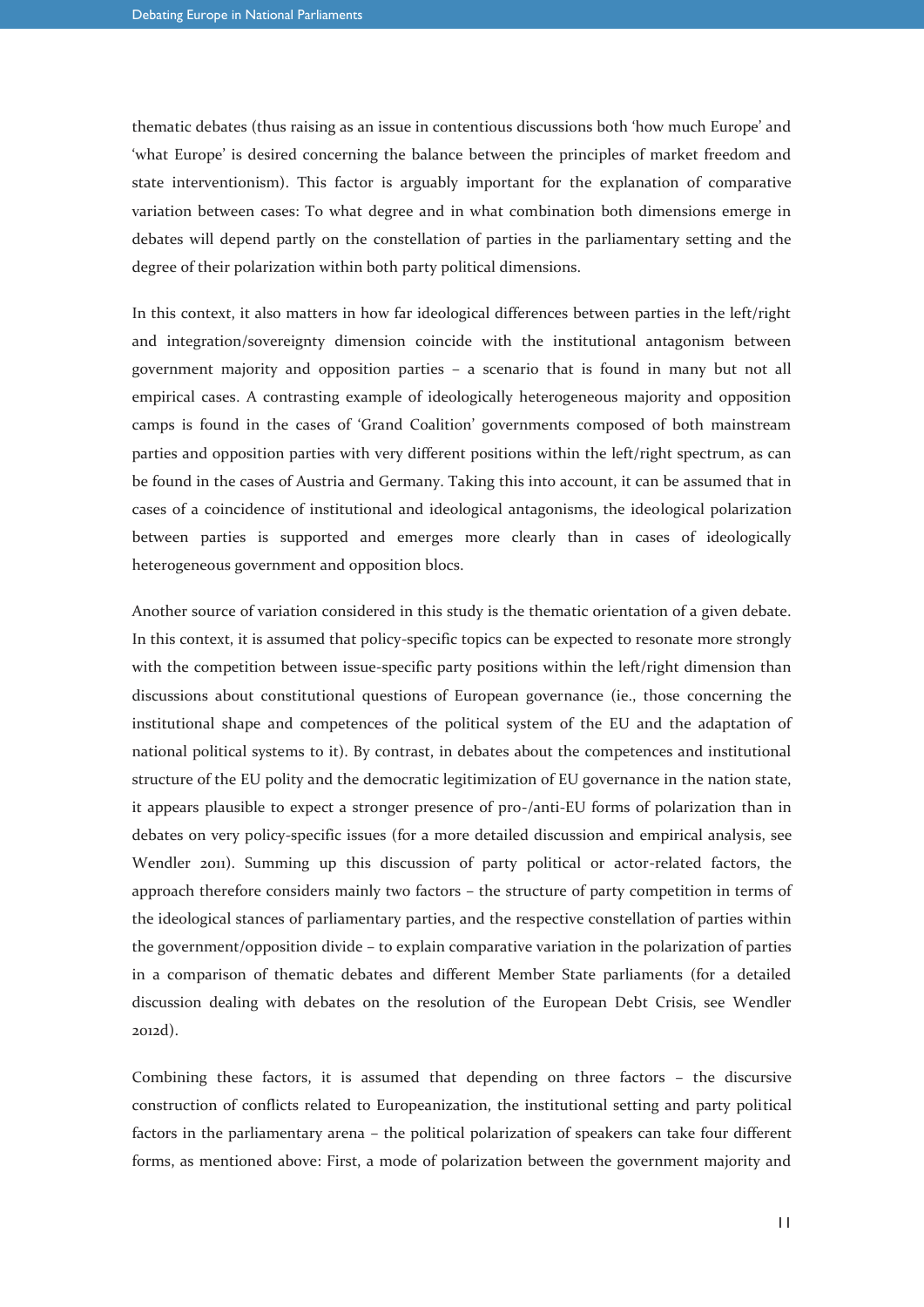thematic debates (thus raising as an issue in contentious discussions both 'how much Europe' and 'what Europe' is desired concerning the balance between the principles of market freedom and state interventionism). This factor is arguably important for the explanation of comparative variation between cases: To what degree and in what combination both dimensions emerge in debates will depend partly on the constellation of parties in the parliamentary setting and the degree of their polarization within both party political dimensions.

In this context, it also matters in how far ideological differences between parties in the left/right and integration/sovereignty dimension coincide with the institutional antagonism between government majority and opposition parties – a scenario that is found in many but not all empirical cases. A contrasting example of ideologically heterogeneous majority and opposition camps is found in the cases of 'Grand Coalition' governments composed of both mainstream parties and opposition parties with very different positions within the left/right spectrum, as can be found in the cases of Austria and Germany. Taking this into account, it can be assumed that in cases of a coincidence of institutional and ideological antagonisms, the ideological polarization between parties is supported and emerges more clearly than in cases of ideologically heterogeneous government and opposition blocs.

Another source of variation considered in this study is the thematic orientation of a given debate. In this context, it is assumed that policy-specific topics can be expected to resonate more strongly with the competition between issue-specific party positions within the left/right dimension than discussions about constitutional questions of European governance (ie., those concerning the institutional shape and competences of the political system of the EU and the adaptation of national political systems to it). By contrast, in debates about the competences and institutional structure of the EU polity and the democratic legitimization of EU governance in the nation state, it appears plausible to expect a stronger presence of pro-/anti-EU forms of polarization than in debates on very policy-specific issues (for a more detailed discussion and empirical analysis, see Wendler 2011). Summing up this discussion of party political or actor-related factors, the approach therefore considers mainly two factors – the structure of party competition in terms of the ideological stances of parliamentary parties, and the respective constellation of parties within the government/opposition divide – to explain comparative variation in the polarization of parties in a comparison of thematic debates and different Member State parliaments (for a detailed discussion dealing with debates on the resolution of the European Debt Crisis, see Wendler 2012d).

Combining these factors, it is assumed that depending on three factors – the discursive construction of conflicts related to Europeanization, the institutional setting and party political factors in the parliamentary arena – the political polarization of speakers can take four different forms, as mentioned above: First, a mode of polarization between the government majority and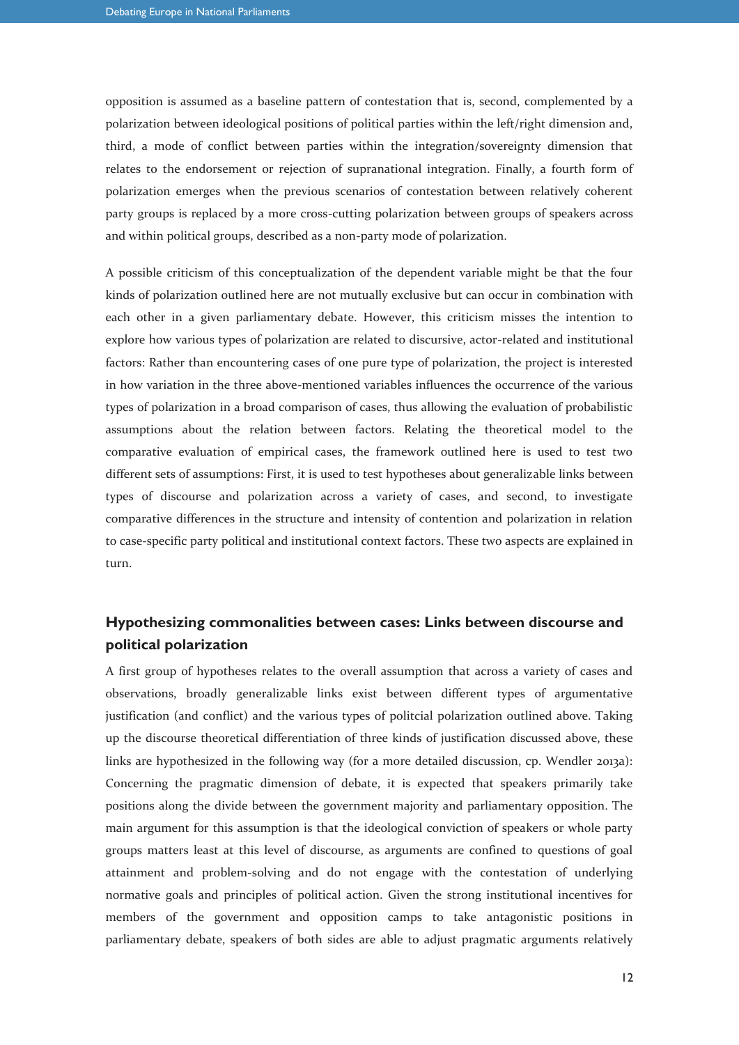opposition is assumed as a baseline pattern of contestation that is, second, complemented by a polarization between ideological positions of political parties within the left/right dimension and, third, a mode of conflict between parties within the integration/sovereignty dimension that relates to the endorsement or rejection of supranational integration. Finally, a fourth form of polarization emerges when the previous scenarios of contestation between relatively coherent party groups is replaced by a more cross-cutting polarization between groups of speakers across and within political groups, described as a non-party mode of polarization.

A possible criticism of this conceptualization of the dependent variable might be that the four kinds of polarization outlined here are not mutually exclusive but can occur in combination with each other in a given parliamentary debate. However, this criticism misses the intention to explore how various types of polarization are related to discursive, actor-related and institutional factors: Rather than encountering cases of one pure type of polarization, the project is interested in how variation in the three above-mentioned variables influences the occurrence of the various types of polarization in a broad comparison of cases, thus allowing the evaluation of probabilistic assumptions about the relation between factors. Relating the theoretical model to the comparative evaluation of empirical cases, the framework outlined here is used to test two different sets of assumptions: First, it is used to test hypotheses about generalizable links between types of discourse and polarization across a variety of cases, and second, to investigate comparative differences in the structure and intensity of contention and polarization in relation to case-specific party political and institutional context factors. These two aspects are explained in turn.

## Hypothesizing commonalities between cases: Links between discourse and political polarization

A first group of hypotheses relates to the overall assumption that across a variety of cases and observations, broadly generalizable links exist between different types of argumentative justification (and conflict) and the various types of politcial polarization outlined above. Taking up the discourse theoretical differentiation of three kinds of justification discussed above, these links are hypothesized in the following way (for a more detailed discussion, cp. Wendler 2013a): Concerning the pragmatic dimension of debate, it is expected that speakers primarily take positions along the divide between the government majority and parliamentary opposition. The main argument for this assumption is that the ideological conviction of speakers or whole party groups matters least at this level of discourse, as arguments are confined to questions of goal attainment and problem-solving and do not engage with the contestation of underlying normative goals and principles of political action. Given the strong institutional incentives for members of the government and opposition camps to take antagonistic positions in parliamentary debate, speakers of both sides are able to adjust pragmatic arguments relatively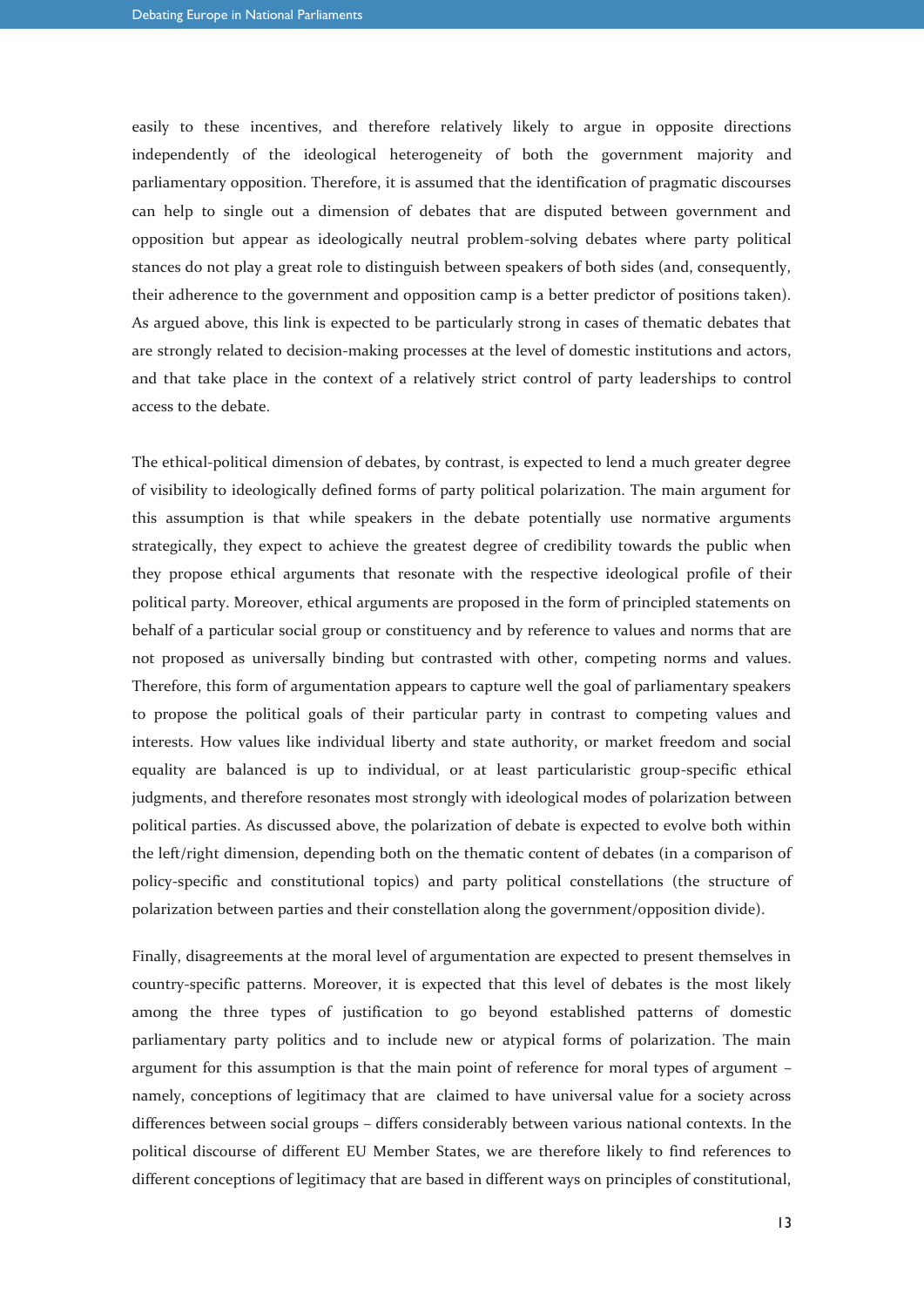easily to these incentives, and therefore relatively likely to argue in opposite directions independently of the ideological heterogeneity of both the government majority and parliamentary opposition. Therefore, it is assumed that the identification of pragmatic discourses can help to single out a dimension of debates that are disputed between government and opposition but appear as ideologically neutral problem-solving debates where party political stances do not play a great role to distinguish between speakers of both sides (and, consequently, their adherence to the government and opposition camp is a better predictor of positions taken). As argued above, this link is expected to be particularly strong in cases of thematic debates that are strongly related to decision-making processes at the level of domestic institutions and actors, and that take place in the context of a relatively strict control of party leaderships to control access to the debate.

The ethical-political dimension of debates, by contrast, is expected to lend a much greater degree of visibility to ideologically defined forms of party political polarization. The main argument for this assumption is that while speakers in the debate potentially use normative arguments strategically, they expect to achieve the greatest degree of credibility towards the public when they propose ethical arguments that resonate with the respective ideological profile of their political party. Moreover, ethical arguments are proposed in the form of principled statements on behalf of a particular social group or constituency and by reference to values and norms that are not proposed as universally binding but contrasted with other, competing norms and values. Therefore, this form of argumentation appears to capture well the goal of parliamentary speakers to propose the political goals of their particular party in contrast to competing values and interests. How values like individual liberty and state authority, or market freedom and social equality are balanced is up to individual, or at least particularistic group-specific ethical judgments, and therefore resonates most strongly with ideological modes of polarization between political parties. As discussed above, the polarization of debate is expected to evolve both within the left/right dimension, depending both on the thematic content of debates (in a comparison of policy-specific and constitutional topics) and party political constellations (the structure of polarization between parties and their constellation along the government/opposition divide).

Finally, disagreements at the moral level of argumentation are expected to present themselves in country-specific patterns. Moreover, it is expected that this level of debates is the most likely among the three types of justification to go beyond established patterns of domestic parliamentary party politics and to include new or atypical forms of polarization. The main argument for this assumption is that the main point of reference for moral types of argument – namely, conceptions of legitimacy that are claimed to have universal value for a society across differences between social groups – differs considerably between various national contexts. In the political discourse of different EU Member States, we are therefore likely to find references to different conceptions of legitimacy that are based in different ways on principles of constitutional,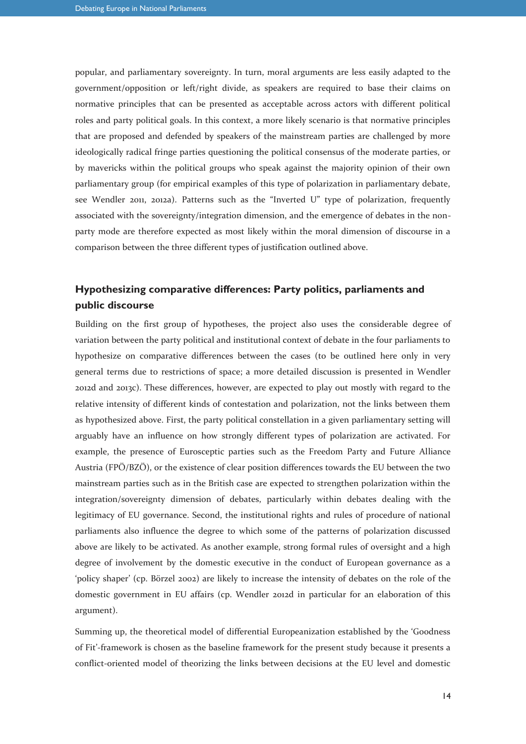popular, and parliamentary sovereignty. In turn, moral arguments are less easily adapted to the government/opposition or left/right divide, as speakers are required to base their claims on normative principles that can be presented as acceptable across actors with different political roles and party political goals. In this context, a more likely scenario is that normative principles that are proposed and defended by speakers of the mainstream parties are challenged by more ideologically radical fringe parties questioning the political consensus of the moderate parties, or by mavericks within the political groups who speak against the majority opinion of their own parliamentary group (for empirical examples of this type of polarization in parliamentary debate, see Wendler 2011, 2012a). Patterns such as the "Inverted U" type of polarization, frequently associated with the sovereignty/integration dimension, and the emergence of debates in the non-party mode are therefore expected as most likely within the moral dimension of discourse in a comparison between the three different types of justification outlined above.

## Hypothesizing comparative differences: Party politics, parliaments and public discourse

Building on the first group of hypotheses, the project also uses the considerable degree of variation between the party political and institutional context of debate in the four parliaments to hypothesize on comparative differences between the cases (to be outlined here only in very general terms due to restrictions of space; a more detailed discussion is presented in Wendler 2012d and 2013c). These differences, however, are expected to play out mostly with regard to the relative intensity of different kinds of contestation and polarization, not the links between them as hypothesized above. First, the party political constellation in a given parliamentary setting will arguably have an influence on how strongly different types of polarization are activated. For example, the presence of Eurosceptic parties such as the Freedom Party and Future Alliance Austria (FPÖ/BZÖ), or the existence of clear position differences towards the EU between the two mainstream parties such as in the British case are expected to strengthen polarization within the integration/sovereignty dimension of debates, particularly within debates dealing with the legitimacy of EU governance. Second, the institutional rights and rules of procedure of national parliaments also influence the degree to which some of the patterns of polarization discussed above are likely to be activated. As another example, strong formal rules of oversight and a high degree of involvement by the domestic executive in the conduct of European governance as a 'policy shaper' (cp. Börzel 2002) are likely to increase the intensity of debates on the role of the domestic government in EU affairs (cp. Wendler 2012d in particular for an elaboration of this argument).

Summing up, the theoretical model of differential Europeanization established by the 'Goodness of Fit'-framework is chosen as the baseline framework for the present study because it presents a conflict-oriented model of theorizing the links between decisions at the EU level and domestic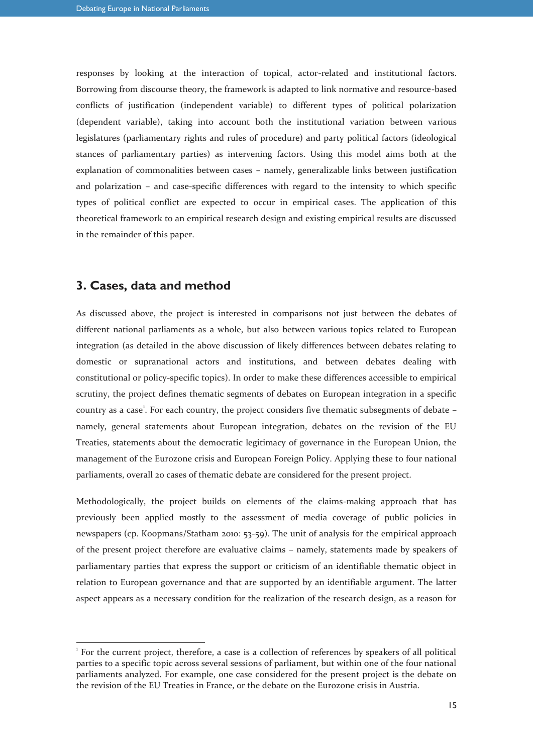responses by looking at the interaction of topical, actor-related and institutional factors. Borrowing from discourse theory, the framework is adapted to link normative and resource-based conflicts of justification (independent variable) to different types of political polarization (dependent variable), taking into account both the institutional variation between various legislatures (parliamentary rights and rules of procedure) and party political factors (ideological stances of parliamentary parties) as intervening factors. Using this model aims both at the explanation of commonalities between cases – namely, generalizable links between justification and polarization – and case-specific differences with regard to the intensity to which specific types of political conflict are expected to occur in empirical cases. The application of this theoretical framework to an empirical research design and existing empirical results are discussed in the remainder of this paper.

## 3. Cases, data and method

As discussed above, the project is interested in comparisons not just between the debates of different national parliaments as a whole, but also between various topics related to European integration (as detailed in the above discussion of likely differences between debates relating to domestic or supranational actors and institutions, and between debates dealing with constitutional or policy-specific topics). In order to make these differences accessible to empirical scrutiny, the project defines thematic segments of debates on European integration in a specific country as a case[1]. For each country, the project considers five thematic subsegments of debate – namely, general statements about European integration, debates on the revision of the EU Treaties, statements about the democratic legitimacy of governance in the European Union, the management of the Eurozone crisis and European Foreign Policy. Applying these to four national parliaments, overall 20 cases of thematic debate are considered for the present project.

Methodologically, the project builds on elements of the claims-making approach that has previously been applied mostly to the assessment of media coverage of public policies in newspapers (cp. Koopmans/Statham 2010: 53-59). The unit of analysis for the empirical approach of the present project therefore are evaluative claims – namely, statements made by speakers of parliamentary parties that express the support or criticism of an identifiable thematic object in relation to European governance and that are supported by an identifiable argument. The latter aspect appears as a necessary condition for the realization of the research design, as a reason for

[1] For the current project, therefore, a case is a collection of references by speakers of all political parties to a specific topic across several sessions of parliament, but within one of the four national parliaments analyzed. For example, one case considered for the present project is the debate on the revision of the EU Treaties in France, or the debate on the Eurozone crisis in Austria.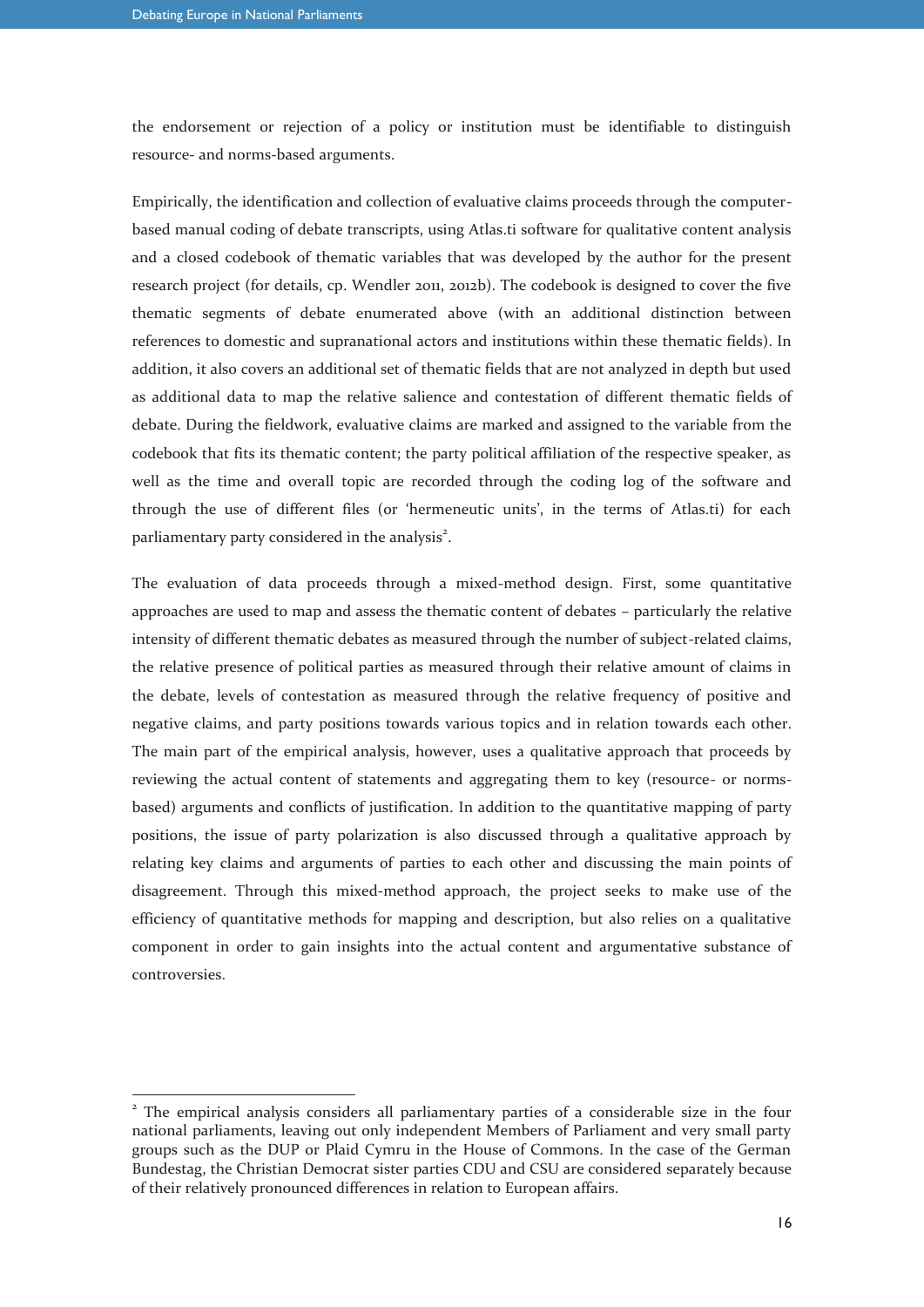the endorsement or rejection of a policy or institution must be identifiable to distinguish resource- and norms-based arguments.

Empirically, the identification and collection of evaluative claims proceeds through the computer-based manual coding of debate transcripts, using Atlas.ti software for qualitative content analysis and a closed codebook of thematic variables that was developed by the author for the present research project (for details, cp. Wendler 2011, 2012b). The codebook is designed to cover the five thematic segments of debate enumerated above (with an additional distinction between references to domestic and supranational actors and institutions within these thematic fields). In addition, it also covers an additional set of thematic fields that are not analyzed in depth but used as additional data to map the relative salience and contestation of different thematic fields of debate. During the fieldwork, evaluative claims are marked and assigned to the variable from the codebook that fits its thematic content; the party political affiliation of the respective speaker, as well as the time and overall topic are recorded through the coding log of the software and through the use of different files (or 'hermeneutic units', in the terms of Atlas.ti) for each parliamentary party considered in the analysis[2].

The evaluation of data proceeds through a mixed-method design. First, some quantitative approaches are used to map and assess the thematic content of debates – particularly the relative intensity of different thematic debates as measured through the number of subject-related claims, the relative presence of political parties as measured through their relative amount of claims in the debate, levels of contestation as measured through the relative frequency of positive and negative claims, and party positions towards various topics and in relation towards each other. The main part of the empirical analysis, however, uses a qualitative approach that proceeds by reviewing the actual content of statements and aggregating them to key (resource- or norms-based) arguments and conflicts of justification. In addition to the quantitative mapping of party positions, the issue of party polarization is also discussed through a qualitative approach by relating key claims and arguments of parties to each other and discussing the main points of disagreement. Through this mixed-method approach, the project seeks to make use of the efficiency of quantitative methods for mapping and description, but also relies on a qualitative component in order to gain insights into the actual content and argumentative substance of controversies.

---

[2] The empirical analysis considers all parliamentary parties of a considerable size in the four national parliaments, leaving out only independent Members of Parliament and very small party groups such as the DUP or Plaid Cymru in the House of Commons. In the case of the German Bundestag, the Christian Democrat sister parties CDU and CSU are considered separately because of their relatively pronounced differences in relation to European affairs.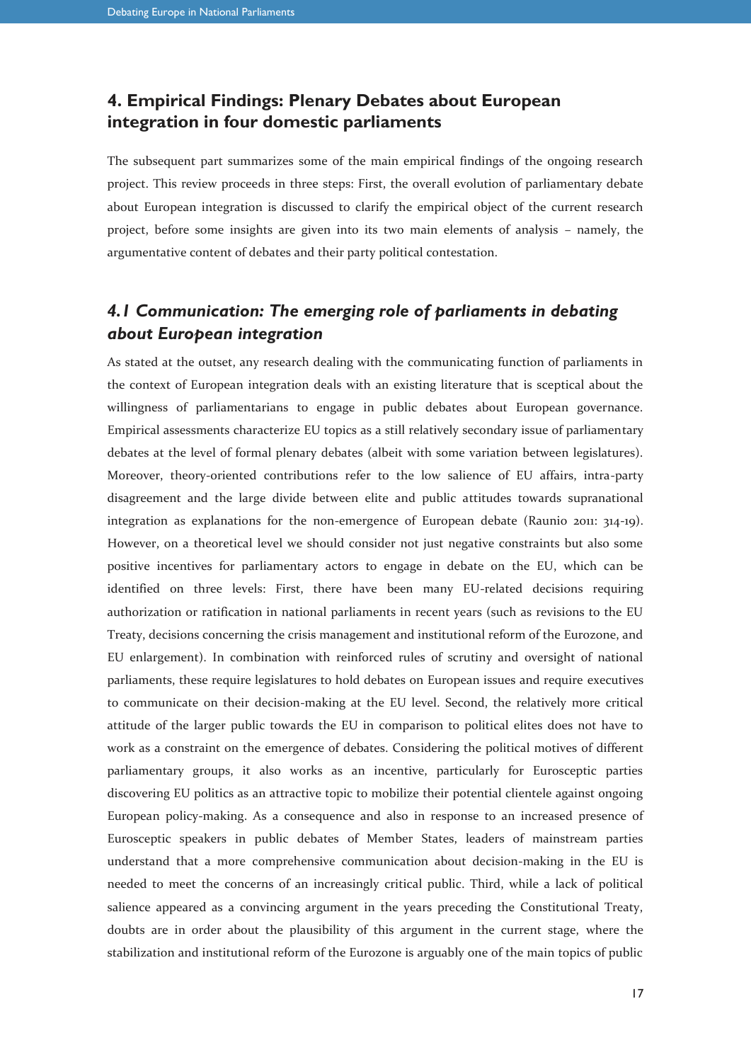## 4. Empirical Findings: Plenary Debates about European integration in four domestic parliaments

The subsequent part summarizes some of the main empirical findings of the ongoing research project. This review proceeds in three steps: First, the overall evolution of parliamentary debate about European integration is discussed to clarify the empirical object of the current research project, before some insights are given into its two main elements of analysis – namely, the argumentative content of debates and their party political contestation.

### *4.1 Communication: The emerging role of parliaments in debating about European integration*

As stated at the outset, any research dealing with the communicating function of parliaments in the context of European integration deals with an existing literature that is sceptical about the willingness of parliamentarians to engage in public debates about European governance. Empirical assessments characterize EU topics as a still relatively secondary issue of parliamentary debates at the level of formal plenary debates (albeit with some variation between legislatures). Moreover, theory-oriented contributions refer to the low salience of EU affairs, intra-party disagreement and the large divide between elite and public attitudes towards supranational integration as explanations for the non-emergence of European debate (Raunio 2011: 314-19). However, on a theoretical level we should consider not just negative constraints but also some positive incentives for parliamentary actors to engage in debate on the EU, which can be identified on three levels: First, there have been many EU-related decisions requiring authorization or ratification in national parliaments in recent years (such as revisions to the EU Treaty, decisions concerning the crisis management and institutional reform of the Eurozone, and EU enlargement). In combination with reinforced rules of scrutiny and oversight of national parliaments, these require legislatures to hold debates on European issues and require executives to communicate on their decision-making at the EU level. Second, the relatively more critical attitude of the larger public towards the EU in comparison to political elites does not have to work as a constraint on the emergence of debates. Considering the political motives of different parliamentary groups, it also works as an incentive, particularly for Eurosceptic parties discovering EU politics as an attractive topic to mobilize their potential clientele against ongoing European policy-making. As a consequence and also in response to an increased presence of Eurosceptic speakers in public debates of Member States, leaders of mainstream parties understand that a more comprehensive communication about decision-making in the EU is needed to meet the concerns of an increasingly critical public. Third, while a lack of political salience appeared as a convincing argument in the years preceding the Constitutional Treaty, doubts are in order about the plausibility of this argument in the current stage, where the stabilization and institutional reform of the Eurozone is arguably one of the main topics of public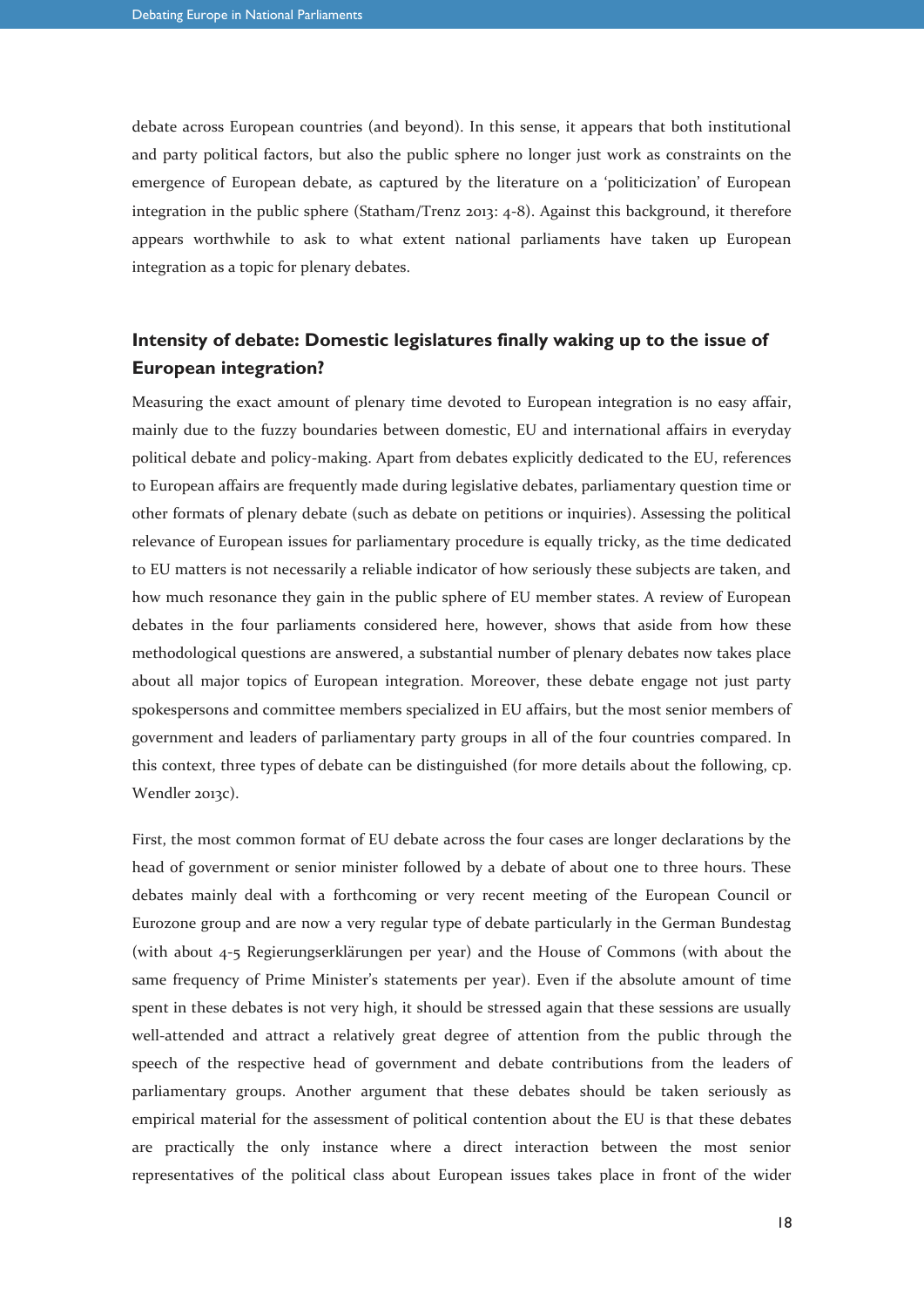debate across European countries (and beyond). In this sense, it appears that both institutional and party political factors, but also the public sphere no longer just work as constraints on the emergence of European debate, as captured by the literature on a 'politicization' of European integration in the public sphere (Statham/Trenz 2013: 4-8). Against this background, it therefore appears worthwhile to ask to what extent national parliaments have taken up European integration as a topic for plenary debates.

## Intensity of debate: Domestic legislatures finally waking up to the issue of European integration?

Measuring the exact amount of plenary time devoted to European integration is no easy affair, mainly due to the fuzzy boundaries between domestic, EU and international affairs in everyday political debate and policy-making. Apart from debates explicitly dedicated to the EU, references to European affairs are frequently made during legislative debates, parliamentary question time or other formats of plenary debate (such as debate on petitions or inquiries). Assessing the political relevance of European issues for parliamentary procedure is equally tricky, as the time dedicated to EU matters is not necessarily a reliable indicator of how seriously these subjects are taken, and how much resonance they gain in the public sphere of EU member states. A review of European debates in the four parliaments considered here, however, shows that aside from how these methodological questions are answered, a substantial number of plenary debates now takes place about all major topics of European integration. Moreover, these debate engage not just party spokespersons and committee members specialized in EU affairs, but the most senior members of government and leaders of parliamentary party groups in all of the four countries compared. In this context, three types of debate can be distinguished (for more details about the following, cp. Wendler 2013c).

First, the most common format of EU debate across the four cases are longer declarations by the head of government or senior minister followed by a debate of about one to three hours. These debates mainly deal with a forthcoming or very recent meeting of the European Council or Eurozone group and are now a very regular type of debate particularly in the German Bundestag (with about 4-5 Regierungserklärungen per year) and the House of Commons (with about the same frequency of Prime Minister's statements per year). Even if the absolute amount of time spent in these debates is not very high, it should be stressed again that these sessions are usually well-attended and attract a relatively great degree of attention from the public through the speech of the respective head of government and debate contributions from the leaders of parliamentary groups. Another argument that these debates should be taken seriously as empirical material for the assessment of political contention about the EU is that these debates are practically the only instance where a direct interaction between the most senior representatives of the political class about European issues takes place in front of the wider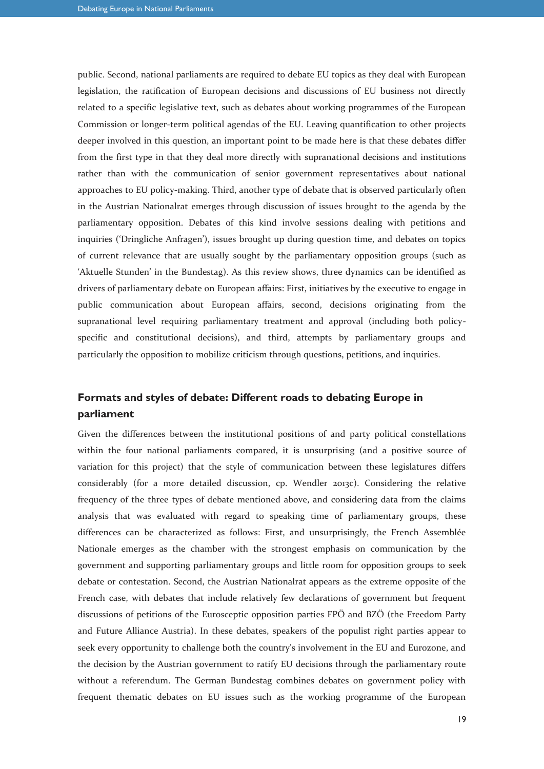public. Second, national parliaments are required to debate EU topics as they deal with European legislation, the ratification of European decisions and discussions of EU business not directly related to a specific legislative text, such as debates about working programmes of the European Commission or longer-term political agendas of the EU. Leaving quantification to other projects deeper involved in this question, an important point to be made here is that these debates differ from the first type in that they deal more directly with supranational decisions and institutions rather than with the communication of senior government representatives about national approaches to EU policy-making. Third, another type of debate that is observed particularly often in the Austrian Nationalrat emerges through discussion of issues brought to the agenda by the parliamentary opposition. Debates of this kind involve sessions dealing with petitions and inquiries ('Dringliche Anfragen'), issues brought up during question time, and debates on topics of current relevance that are usually sought by the parliamentary opposition groups (such as 'Aktuelle Stunden' in the Bundestag). As this review shows, three dynamics can be identified as drivers of parliamentary debate on European affairs: First, initiatives by the executive to engage in public communication about European affairs, second, decisions originating from the supranational level requiring parliamentary treatment and approval (including both policy-specific and constitutional decisions), and third, attempts by parliamentary groups and particularly the opposition to mobilize criticism through questions, petitions, and inquiries.

## Formats and styles of debate: Different roads to debating Europe in parliament

Given the differences between the institutional positions of and party political constellations within the four national parliaments compared, it is unsurprising (and a positive source of variation for this project) that the style of communication between these legislatures differs considerably (for a more detailed discussion, cp. Wendler 2013c). Considering the relative frequency of the three types of debate mentioned above, and considering data from the claims analysis that was evaluated with regard to speaking time of parliamentary groups, these differences can be characterized as follows: First, and unsurprisingly, the French Assemblée Nationale emerges as the chamber with the strongest emphasis on communication by the government and supporting parliamentary groups and little room for opposition groups to seek debate or contestation. Second, the Austrian Nationalrat appears as the extreme opposite of the French case, with debates that include relatively few declarations of government but frequent discussions of petitions of the Eurosceptic opposition parties FPÖ and BZÖ (the Freedom Party and Future Alliance Austria). In these debates, speakers of the populist right parties appear to seek every opportunity to challenge both the country's involvement in the EU and Eurozone, and the decision by the Austrian government to ratify EU decisions through the parliamentary route without a referendum. The German Bundestag combines debates on government policy with frequent thematic debates on EU issues such as the working programme of the European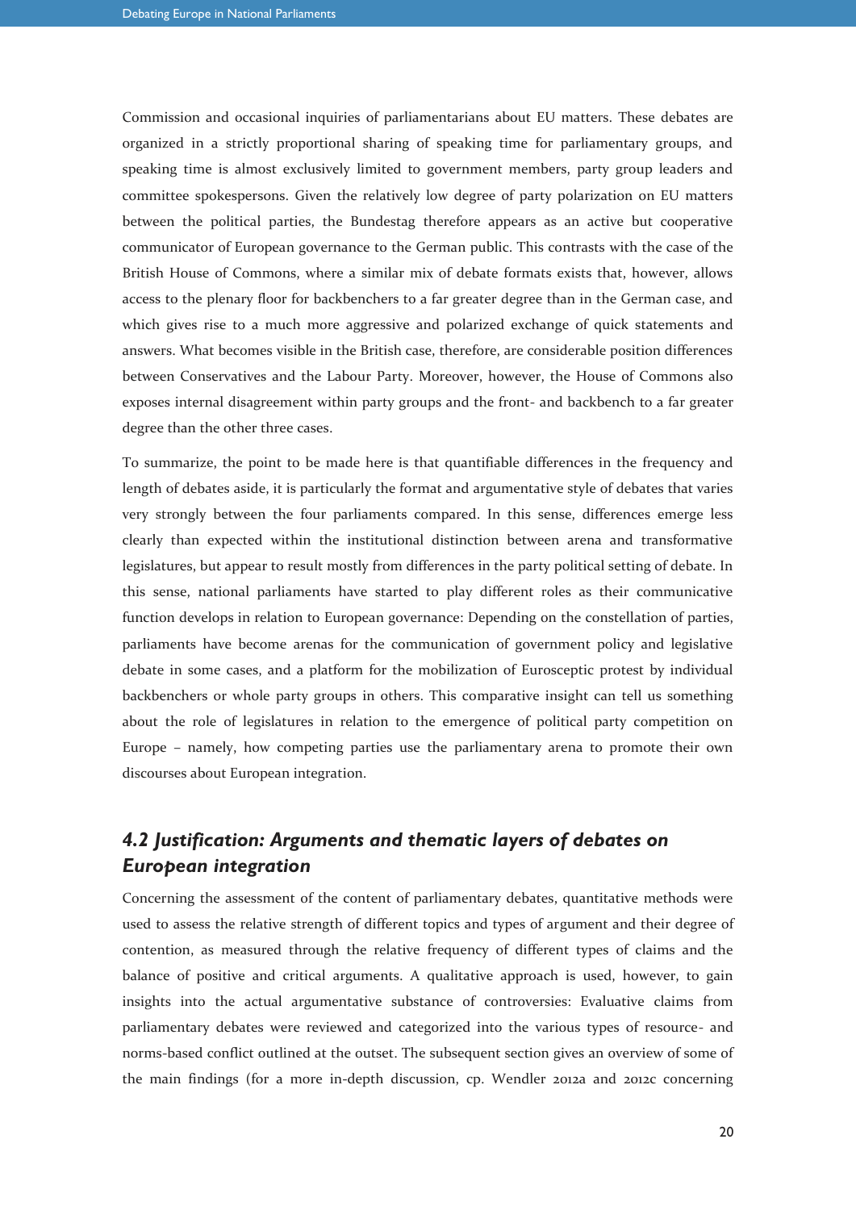Commission and occasional inquiries of parliamentarians about EU matters. These debates are organized in a strictly proportional sharing of speaking time for parliamentary groups, and speaking time is almost exclusively limited to government members, party group leaders and committee spokespersons. Given the relatively low degree of party polarization on EU matters between the political parties, the Bundestag therefore appears as an active but cooperative communicator of European governance to the German public. This contrasts with the case of the British House of Commons, where a similar mix of debate formats exists that, however, allows access to the plenary floor for backbenchers to a far greater degree than in the German case, and which gives rise to a much more aggressive and polarized exchange of quick statements and answers. What becomes visible in the British case, therefore, are considerable position differences between Conservatives and the Labour Party. Moreover, however, the House of Commons also exposes internal disagreement within party groups and the front- and backbench to a far greater degree than the other three cases.

To summarize, the point to be made here is that quantifiable differences in the frequency and length of debates aside, it is particularly the format and argumentative style of debates that varies very strongly between the four parliaments compared. In this sense, differences emerge less clearly than expected within the institutional distinction between arena and transformative legislatures, but appear to result mostly from differences in the party political setting of debate. In this sense, national parliaments have started to play different roles as their communicative function develops in relation to European governance: Depending on the constellation of parties, parliaments have become arenas for the communication of government policy and legislative debate in some cases, and a platform for the mobilization of Eurosceptic protest by individual backbenchers or whole party groups in others. This comparative insight can tell us something about the role of legislatures in relation to the emergence of political party competition on Europe – namely, how competing parties use the parliamentary arena to promote their own discourses about European integration.

## *4.2 Justification: Arguments and thematic layers of debates on European integration*

Concerning the assessment of the content of parliamentary debates, quantitative methods were used to assess the relative strength of different topics and types of argument and their degree of contention, as measured through the relative frequency of different types of claims and the balance of positive and critical arguments. A qualitative approach is used, however, to gain insights into the actual argumentative substance of controversies: Evaluative claims from parliamentary debates were reviewed and categorized into the various types of resource- and norms-based conflict outlined at the outset. The subsequent section gives an overview of some of the main findings (for a more in-depth discussion, cp. Wendler 2012a and 2012c concerning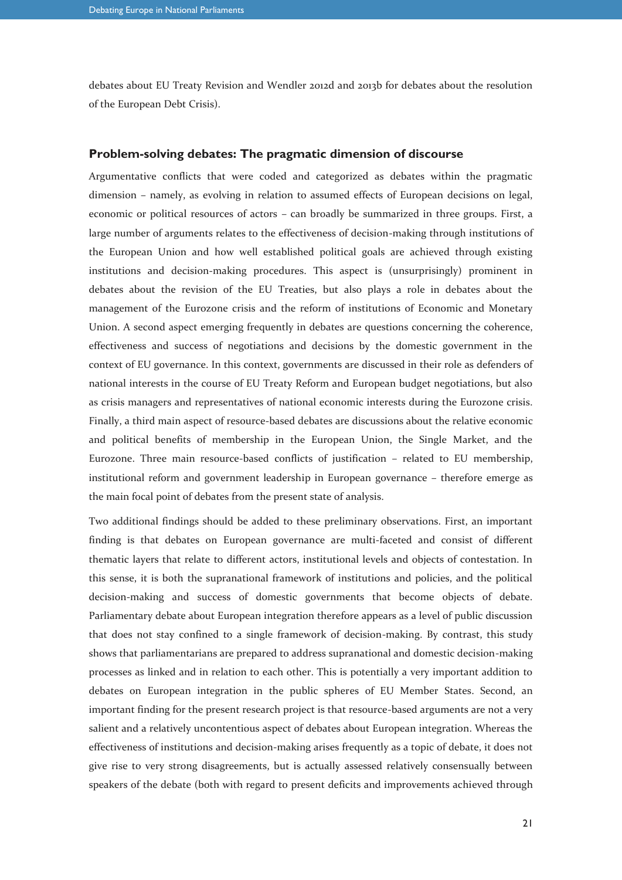debates about EU Treaty Revision and Wendler 2012d and 2013b for debates about the resolution of the European Debt Crisis).

### Problem-solving debates: The pragmatic dimension of discourse

Argumentative conflicts that were coded and categorized as debates within the pragmatic dimension – namely, as evolving in relation to assumed effects of European decisions on legal, economic or political resources of actors – can broadly be summarized in three groups. First, a large number of arguments relates to the effectiveness of decision-making through institutions of the European Union and how well established political goals are achieved through existing institutions and decision-making procedures. This aspect is (unsurprisingly) prominent in debates about the revision of the EU Treaties, but also plays a role in debates about the management of the Eurozone crisis and the reform of institutions of Economic and Monetary Union. A second aspect emerging frequently in debates are questions concerning the coherence, effectiveness and success of negotiations and decisions by the domestic government in the context of EU governance. In this context, governments are discussed in their role as defenders of national interests in the course of EU Treaty Reform and European budget negotiations, but also as crisis managers and representatives of national economic interests during the Eurozone crisis. Finally, a third main aspect of resource-based debates are discussions about the relative economic and political benefits of membership in the European Union, the Single Market, and the Eurozone. Three main resource-based conflicts of justification – related to EU membership, institutional reform and government leadership in European governance – therefore emerge as the main focal point of debates from the present state of analysis.

Two additional findings should be added to these preliminary observations. First, an important finding is that debates on European governance are multi-faceted and consist of different thematic layers that relate to different actors, institutional levels and objects of contestation. In this sense, it is both the supranational framework of institutions and policies, and the political decision-making and success of domestic governments that become objects of debate. Parliamentary debate about European integration therefore appears as a level of public discussion that does not stay confined to a single framework of decision-making. By contrast, this study shows that parliamentarians are prepared to address supranational and domestic decision-making processes as linked and in relation to each other. This is potentially a very important addition to debates on European integration in the public spheres of EU Member States. Second, an important finding for the present research project is that resource-based arguments are not a very salient and a relatively uncontentious aspect of debates about European integration. Whereas the effectiveness of institutions and decision-making arises frequently as a topic of debate, it does not give rise to very strong disagreements, but is actually assessed relatively consensually between speakers of the debate (both with regard to present deficits and improvements achieved through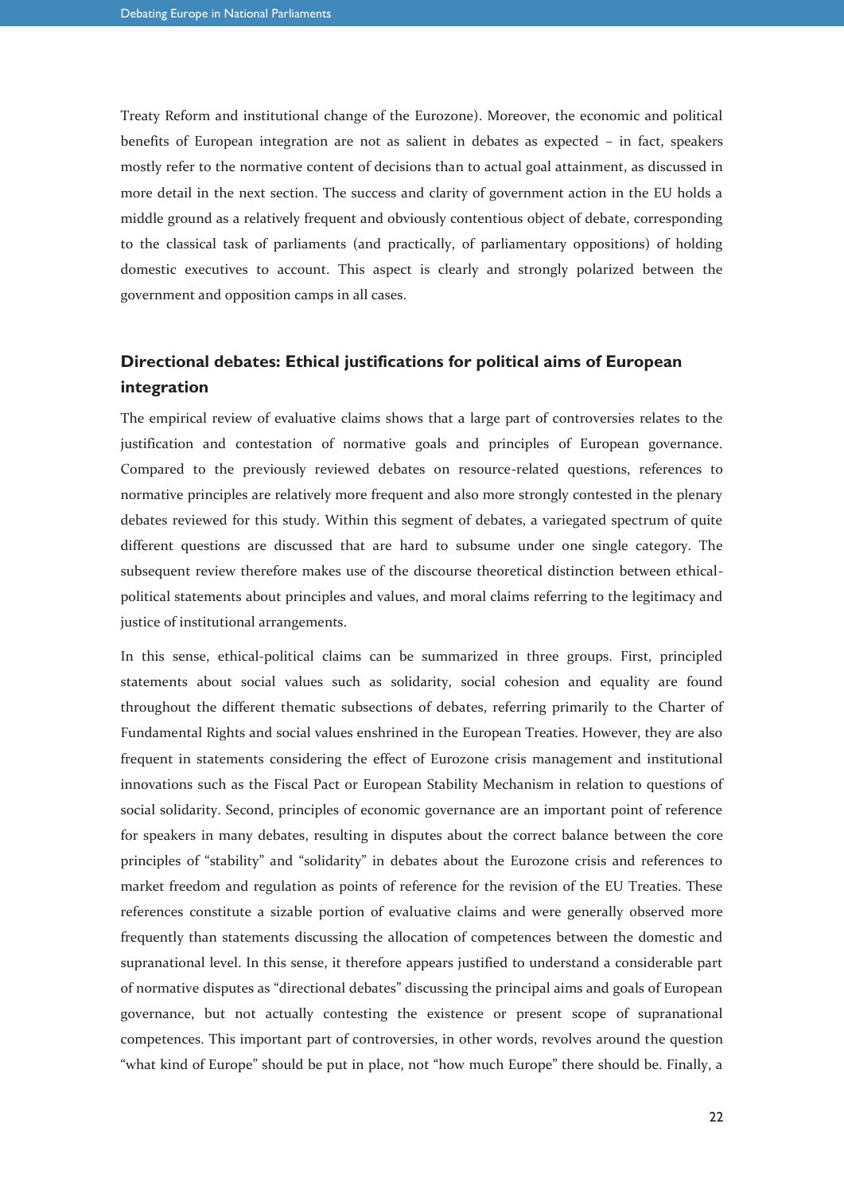Treaty Reform and institutional change of the Eurozone). Moreover, the economic and political benefits of European integration are not as salient in debates as expected – in fact, speakers mostly refer to the normative content of decisions than to actual goal attainment, as discussed in more detail in the next section. The success and clarity of government action in the EU holds a middle ground as a relatively frequent and obviously contentious object of debate, corresponding to the classical task of parliaments (and practically, of parliamentary oppositions) of holding domestic executives to account. This aspect is clearly and strongly polarized between the government and opposition camps in all cases.

## Directional debates: Ethical justifications for political aims of European integration

The empirical review of evaluative claims shows that a large part of controversies relates to the justification and contestation of normative goals and principles of European governance. Compared to the previously reviewed debates on resource-related questions, references to normative principles are relatively more frequent and also more strongly contested in the plenary debates reviewed for this study. Within this segment of debates, a variegated spectrum of quite different questions are discussed that are hard to subsume under one single category. The subsequent review therefore makes use of the discourse theoretical distinction between ethical-political statements about principles and values, and moral claims referring to the legitimacy and justice of institutional arrangements.

In this sense, ethical-political claims can be summarized in three groups. First, principled statements about social values such as solidarity, social cohesion and equality are found throughout the different thematic subsections of debates, referring primarily to the Charter of Fundamental Rights and social values enshrined in the European Treaties. However, they are also frequent in statements considering the effect of Eurozone crisis management and institutional innovations such as the Fiscal Pact or European Stability Mechanism in relation to questions of social solidarity. Second, principles of economic governance are an important point of reference for speakers in many debates, resulting in disputes about the correct balance between the core principles of "stability" and "solidarity" in debates about the Eurozone crisis and references to market freedom and regulation as points of reference for the revision of the EU Treaties. These references constitute a sizable portion of evaluative claims and were generally observed more frequently than statements discussing the allocation of competences between the domestic and supranational level. In this sense, it therefore appears justified to understand a considerable part of normative disputes as "directional debates" discussing the principal aims and goals of European governance, but not actually contesting the existence or present scope of supranational competences. This important part of controversies, in other words, revolves around the question "what kind of Europe" should be put in place, not "how much Europe" there should be. Finally, a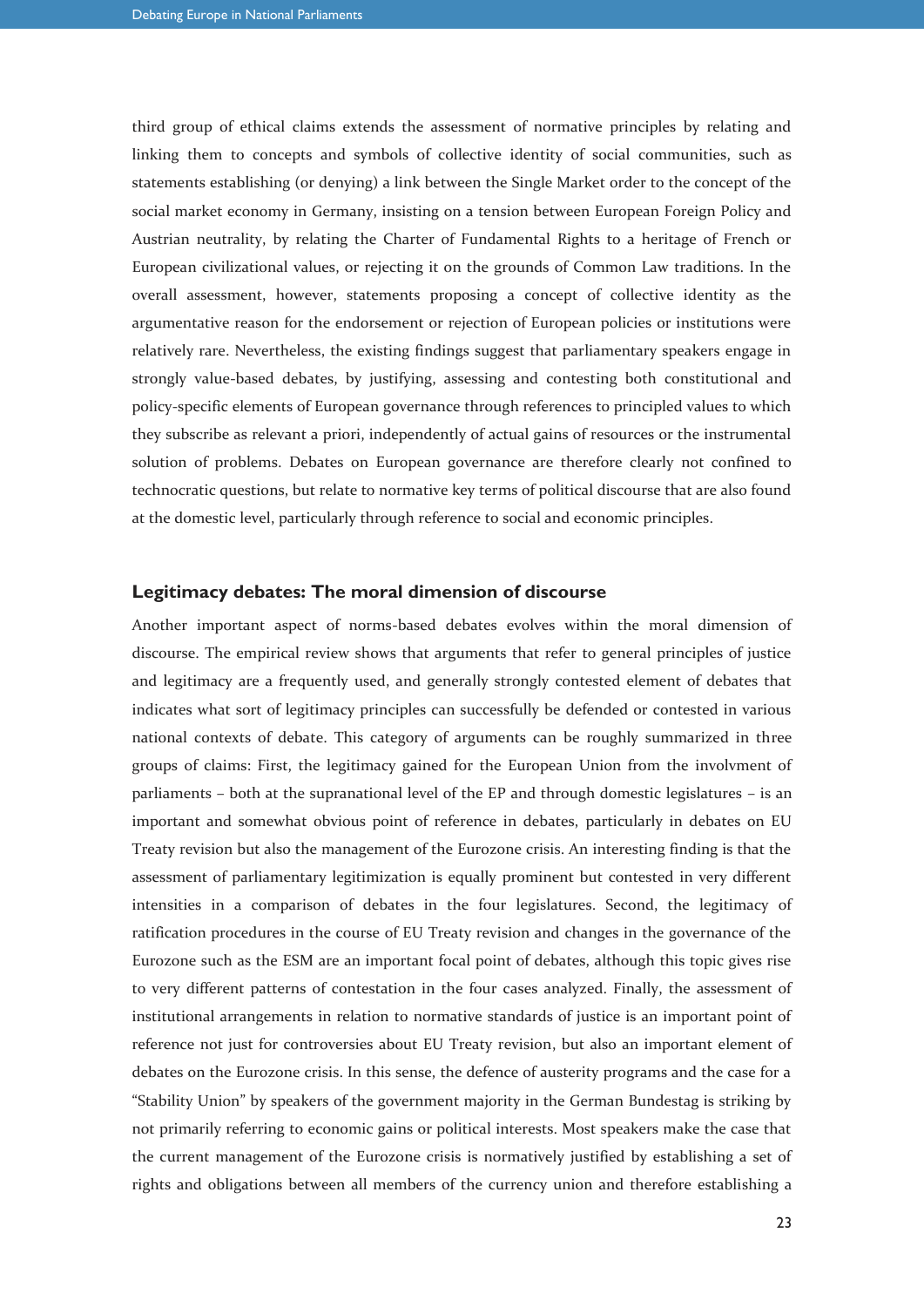third group of ethical claims extends the assessment of normative principles by relating and linking them to concepts and symbols of collective identity of social communities, such as statements establishing (or denying) a link between the Single Market order to the concept of the social market economy in Germany, insisting on a tension between European Foreign Policy and Austrian neutrality, by relating the Charter of Fundamental Rights to a heritage of French or European civilizational values, or rejecting it on the grounds of Common Law traditions. In the overall assessment, however, statements proposing a concept of collective identity as the argumentative reason for the endorsement or rejection of European policies or institutions were relatively rare. Nevertheless, the existing findings suggest that parliamentary speakers engage in strongly value-based debates, by justifying, assessing and contesting both constitutional and policy-specific elements of European governance through references to principled values to which they subscribe as relevant a priori, independently of actual gains of resources or the instrumental solution of problems. Debates on European governance are therefore clearly not confined to technocratic questions, but relate to normative key terms of political discourse that are also found at the domestic level, particularly through reference to social and economic principles.

## Legitimacy debates: The moral dimension of discourse

Another important aspect of norms-based debates evolves within the moral dimension of discourse. The empirical review shows that arguments that refer to general principles of justice and legitimacy are a frequently used, and generally strongly contested element of debates that indicates what sort of legitimacy principles can successfully be defended or contested in various national contexts of debate. This category of arguments can be roughly summarized in three groups of claims: First, the legitimacy gained for the European Union from the involvment of parliaments – both at the supranational level of the EP and through domestic legislatures – is an important and somewhat obvious point of reference in debates, particularly in debates on EU Treaty revision but also the management of the Eurozone crisis. An interesting finding is that the assessment of parliamentary legitimization is equally prominent but contested in very different intensities in a comparison of debates in the four legislatures. Second, the legitimacy of ratification procedures in the course of EU Treaty revision and changes in the governance of the Eurozone such as the ESM are an important focal point of debates, although this topic gives rise to very different patterns of contestation in the four cases analyzed. Finally, the assessment of institutional arrangements in relation to normative standards of justice is an important point of reference not just for controversies about EU Treaty revision, but also an important element of debates on the Eurozone crisis. In this sense, the defence of austerity programs and the case for a "Stability Union" by speakers of the government majority in the German Bundestag is striking by not primarily referring to economic gains or political interests. Most speakers make the case that the current management of the Eurozone crisis is normatively justified by establishing a set of rights and obligations between all members of the currency union and therefore establishing a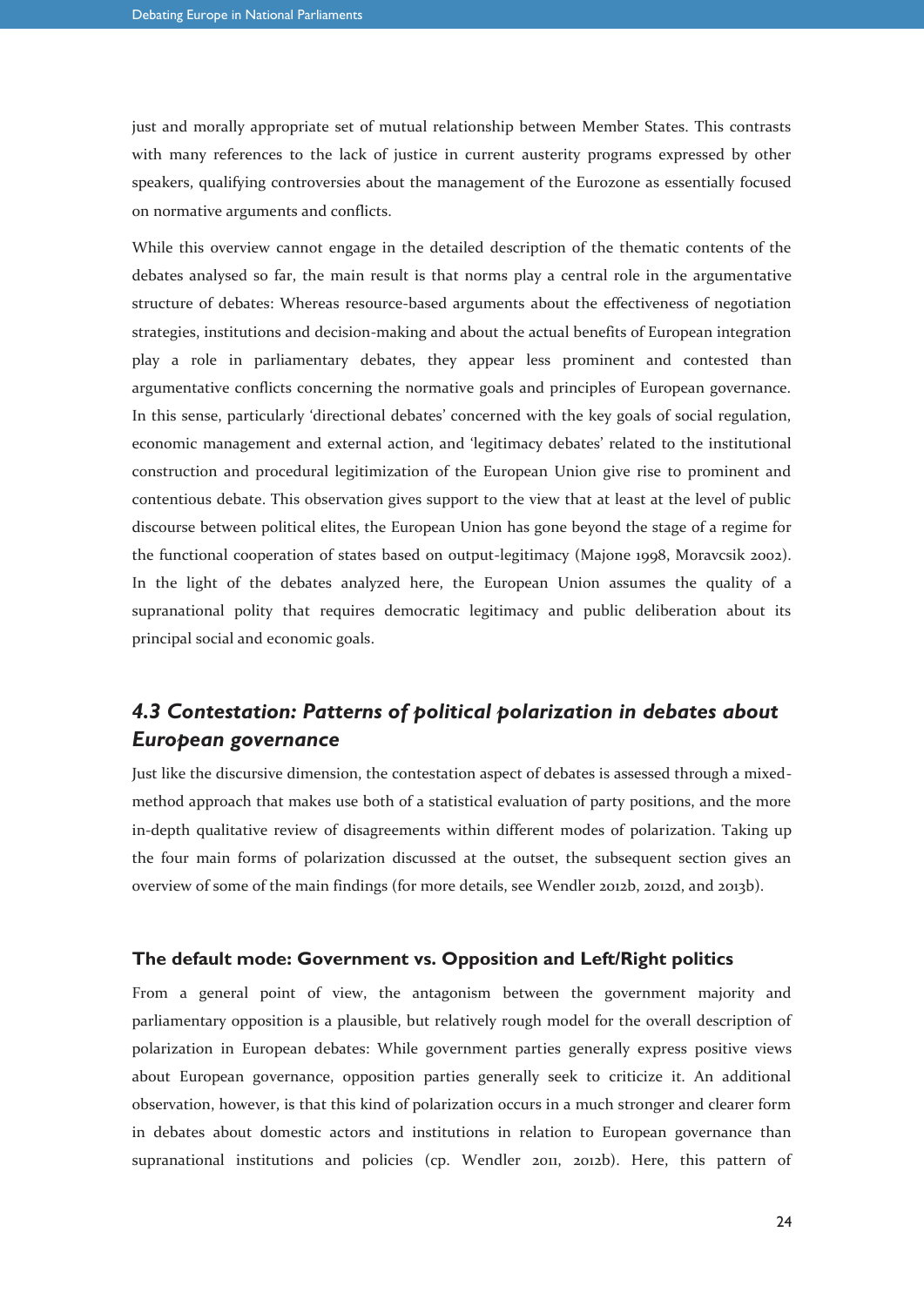just and morally appropriate set of mutual relationship between Member States. This contrasts with many references to the lack of justice in current austerity programs expressed by other speakers, qualifying controversies about the management of the Eurozone as essentially focused on normative arguments and conflicts.

While this overview cannot engage in the detailed description of the thematic contents of the debates analysed so far, the main result is that norms play a central role in the argumentative structure of debates: Whereas resource-based arguments about the effectiveness of negotiation strategies, institutions and decision-making and about the actual benefits of European integration play a role in parliamentary debates, they appear less prominent and contested than argumentative conflicts concerning the normative goals and principles of European governance. In this sense, particularly 'directional debates' concerned with the key goals of social regulation, economic management and external action, and 'legitimacy debates' related to the institutional construction and procedural legitimization of the European Union give rise to prominent and contentious debate. This observation gives support to the view that at least at the level of public discourse between political elites, the European Union has gone beyond the stage of a regime for the functional cooperation of states based on output-legitimacy (Majone 1998, Moravcsik 2002). In the light of the debates analyzed here, the European Union assumes the quality of a supranational polity that requires democratic legitimacy and public deliberation about its principal social and economic goals.

## *4.3 Contestation: Patterns of political polarization in debates about European governance*

Just like the discursive dimension, the contestation aspect of debates is assessed through a mixed-method approach that makes use both of a statistical evaluation of party positions, and the more in-depth qualitative review of disagreements within different modes of polarization. Taking up the four main forms of polarization discussed at the outset, the subsequent section gives an overview of some of the main findings (for more details, see Wendler 2012b, 2012d, and 2013b).

### The default mode: Government vs. Opposition and Left/Right politics

From a general point of view, the antagonism between the government majority and parliamentary opposition is a plausible, but relatively rough model for the overall description of polarization in European debates: While government parties generally express positive views about European governance, opposition parties generally seek to criticize it. An additional observation, however, is that this kind of polarization occurs in a much stronger and clearer form in debates about domestic actors and institutions in relation to European governance than supranational institutions and policies (cp. Wendler 2011, 2012b). Here, this pattern of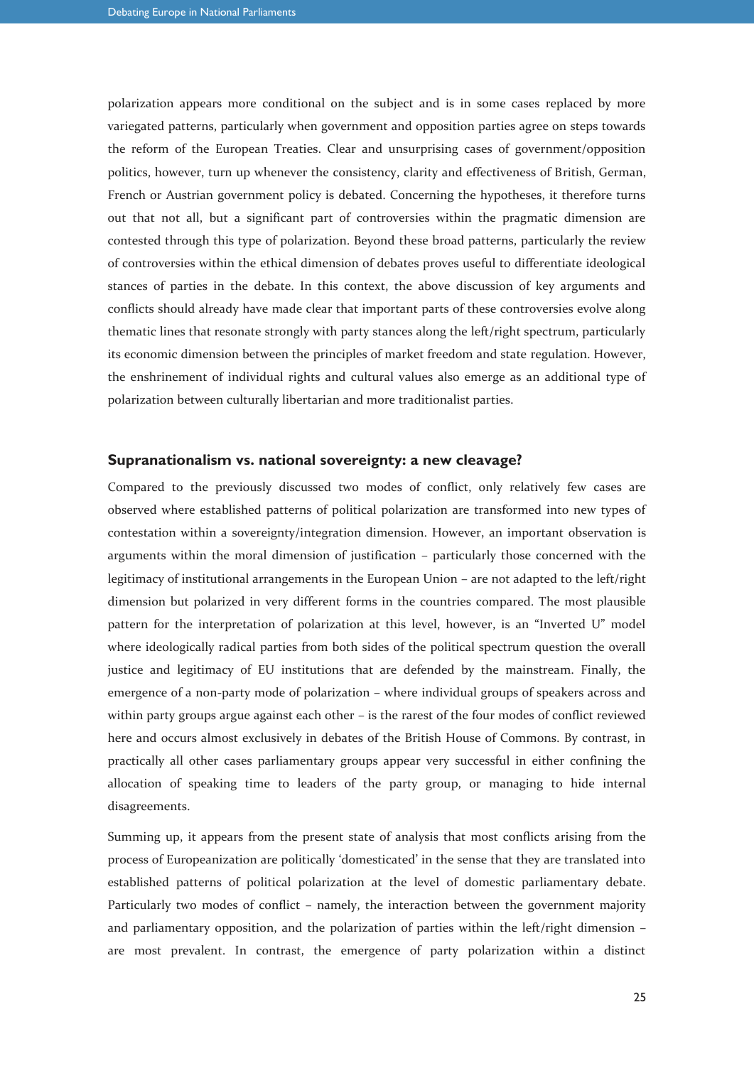polarization appears more conditional on the subject and is in some cases replaced by more variegated patterns, particularly when government and opposition parties agree on steps towards the reform of the European Treaties. Clear and unsurprising cases of government/opposition politics, however, turn up whenever the consistency, clarity and effectiveness of British, German, French or Austrian government policy is debated. Concerning the hypotheses, it therefore turns out that not all, but a significant part of controversies within the pragmatic dimension are contested through this type of polarization. Beyond these broad patterns, particularly the review of controversies within the ethical dimension of debates proves useful to differentiate ideological stances of parties in the debate. In this context, the above discussion of key arguments and conflicts should already have made clear that important parts of these controversies evolve along thematic lines that resonate strongly with party stances along the left/right spectrum, particularly its economic dimension between the principles of market freedom and state regulation. However, the enshrinement of individual rights and cultural values also emerge as an additional type of polarization between culturally libertarian and more traditionalist parties.

## Supranationalism vs. national sovereignty: a new cleavage?

Compared to the previously discussed two modes of conflict, only relatively few cases are observed where established patterns of political polarization are transformed into new types of contestation within a sovereignty/integration dimension. However, an important observation is arguments within the moral dimension of justification – particularly those concerned with the legitimacy of institutional arrangements in the European Union – are not adapted to the left/right dimension but polarized in very different forms in the countries compared. The most plausible pattern for the interpretation of polarization at this level, however, is an "Inverted U" model where ideologically radical parties from both sides of the political spectrum question the overall justice and legitimacy of EU institutions that are defended by the mainstream. Finally, the emergence of a non-party mode of polarization – where individual groups of speakers across and within party groups argue against each other – is the rarest of the four modes of conflict reviewed here and occurs almost exclusively in debates of the British House of Commons. By contrast, in practically all other cases parliamentary groups appear very successful in either confining the allocation of speaking time to leaders of the party group, or managing to hide internal disagreements.

Summing up, it appears from the present state of analysis that most conflicts arising from the process of Europeanization are politically 'domesticated' in the sense that they are translated into established patterns of political polarization at the level of domestic parliamentary debate. Particularly two modes of conflict – namely, the interaction between the government majority and parliamentary opposition, and the polarization of parties within the left/right dimension – are most prevalent. In contrast, the emergence of party polarization within a distinct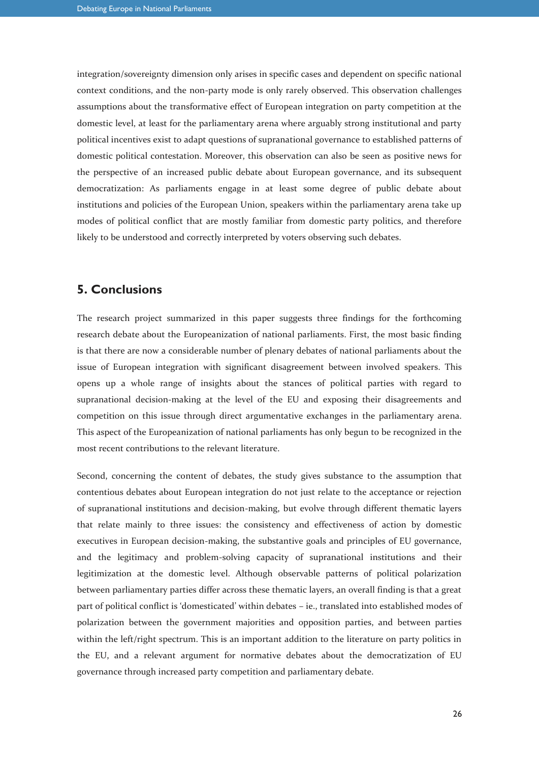integration/sovereignty dimension only arises in specific cases and dependent on specific national context conditions, and the non-party mode is only rarely observed. This observation challenges assumptions about the transformative effect of European integration on party competition at the domestic level, at least for the parliamentary arena where arguably strong institutional and party political incentives exist to adapt questions of supranational governance to established patterns of domestic political contestation. Moreover, this observation can also be seen as positive news for the perspective of an increased public debate about European governance, and its subsequent democratization: As parliaments engage in at least some degree of public debate about institutions and policies of the European Union, speakers within the parliamentary arena take up modes of political conflict that are mostly familiar from domestic party politics, and therefore likely to be understood and correctly interpreted by voters observing such debates.

## 5. Conclusions

The research project summarized in this paper suggests three findings for the forthcoming research debate about the Europeanization of national parliaments. First, the most basic finding is that there are now a considerable number of plenary debates of national parliaments about the issue of European integration with significant disagreement between involved speakers. This opens up a whole range of insights about the stances of political parties with regard to supranational decision-making at the level of the EU and exposing their disagreements and competition on this issue through direct argumentative exchanges in the parliamentary arena. This aspect of the Europeanization of national parliaments has only begun to be recognized in the most recent contributions to the relevant literature.

Second, concerning the content of debates, the study gives substance to the assumption that contentious debates about European integration do not just relate to the acceptance or rejection of supranational institutions and decision-making, but evolve through different thematic layers that relate mainly to three issues: the consistency and effectiveness of action by domestic executives in European decision-making, the substantive goals and principles of EU governance, and the legitimacy and problem-solving capacity of supranational institutions and their legitimization at the domestic level. Although observable patterns of political polarization between parliamentary parties differ across these thematic layers, an overall finding is that a great part of political conflict is 'domesticated' within debates – ie., translated into established modes of polarization between the government majorities and opposition parties, and between parties within the left/right spectrum. This is an important addition to the literature on party politics in the EU, and a relevant argument for normative debates about the democratization of EU governance through increased party competition and parliamentary debate.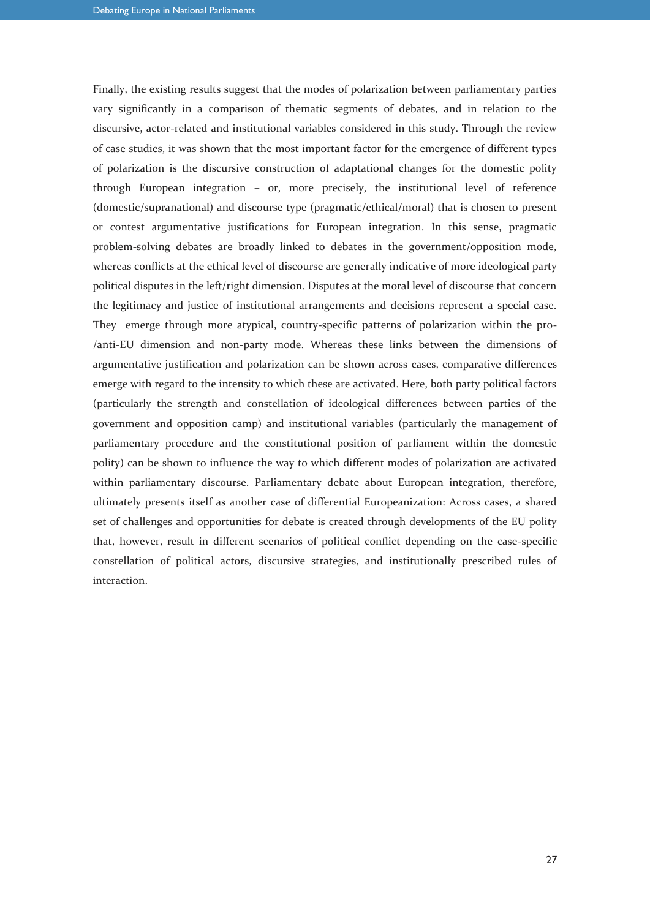Finally, the existing results suggest that the modes of polarization between parliamentary parties vary significantly in a comparison of thematic segments of debates, and in relation to the discursive, actor-related and institutional variables considered in this study. Through the review of case studies, it was shown that the most important factor for the emergence of different types of polarization is the discursive construction of adaptational changes for the domestic polity through European integration – or, more precisely, the institutional level of reference (domestic/supranational) and discourse type (pragmatic/ethical/moral) that is chosen to present or contest argumentative justifications for European integration. In this sense, pragmatic problem-solving debates are broadly linked to debates in the government/opposition mode, whereas conflicts at the ethical level of discourse are generally indicative of more ideological party political disputes in the left/right dimension. Disputes at the moral level of discourse that concern the legitimacy and justice of institutional arrangements and decisions represent a special case. They emerge through more atypical, country-specific patterns of polarization within the pro-/anti-EU dimension and non-party mode. Whereas these links between the dimensions of argumentative justification and polarization can be shown across cases, comparative differences emerge with regard to the intensity to which these are activated. Here, both party political factors (particularly the strength and constellation of ideological differences between parties of the government and opposition camp) and institutional variables (particularly the management of parliamentary procedure and the constitutional position of parliament within the domestic polity) can be shown to influence the way to which different modes of polarization are activated within parliamentary discourse. Parliamentary debate about European integration, therefore, ultimately presents itself as another case of differential Europeanization: Across cases, a shared set of challenges and opportunities for debate is created through developments of the EU polity that, however, result in different scenarios of political conflict depending on the case-specific constellation of political actors, discursive strategies, and institutionally prescribed rules of interaction.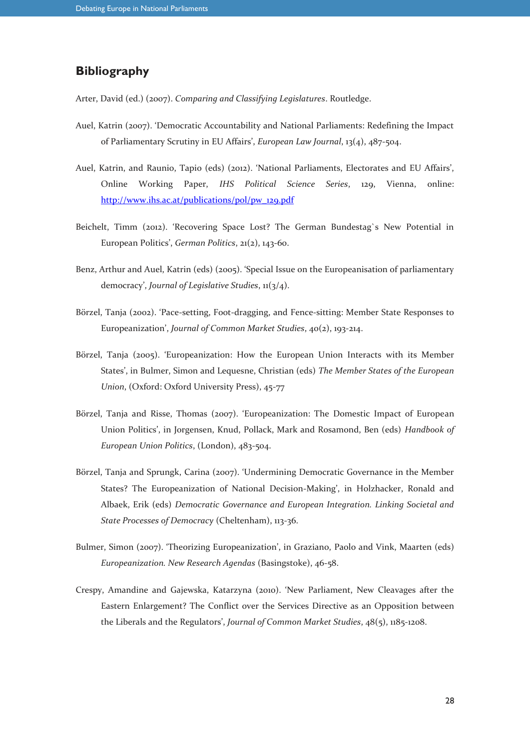## Bibliography

Arter, David (ed.) (2007). *Comparing and Classifying Legislatures*. Routledge.

Auel, Katrin (2007). 'Democratic Accountability and National Parliaments: Redefining the Impact of Parliamentary Scrutiny in EU Affairs', *European Law Journal*, 13(4), 487-504.

Auel, Katrin, and Raunio, Tapio (eds) (2012). 'National Parliaments, Electorates and EU Affairs', Online Working Paper, *IHS Political Science Series*, 129, Vienna, online: [http://www.ihs.ac.at/publications/pol/pw_129.pdf](http://www.ihs.ac.at/publications/pol/pw_129.pdf)

Beichelt, Timm (2012). 'Recovering Space Lost? The German Bundestag`s New Potential in European Politics', *German Politics*, 21(2), 143-60.

Benz, Arthur and Auel, Katrin (eds) (2005). 'Special Issue on the Europeanisation of parliamentary democracy', *Journal of Legislative Studies*, 11(3/4).

Börzel, Tanja (2002). 'Pace-setting, Foot-dragging, and Fence-sitting: Member State Responses to Europeanization', *Journal of Common Market Studies*, 40(2), 193-214.

Börzel, Tanja (2005). 'Europeanization: How the European Union Interacts with its Member States', in Bulmer, Simon and Lequesne, Christian (eds) *The Member States of the European Union*, (Oxford: Oxford University Press), 45-77

Börzel, Tanja and Risse, Thomas (2007). 'Europeanization: The Domestic Impact of European Union Politics', in Jorgensen, Knud, Pollack, Mark and Rosamond, Ben (eds) *Handbook of European Union Politics*, (London), 483-504.

Börzel, Tanja and Sprungk, Carina (2007). 'Undermining Democratic Governance in the Member States? The Europeanization of National Decision-Making', in Holzhacker, Ronald and Albaek, Erik (eds) *Democratic Governance and European Integration. Linking Societal and State Processes of Democracy* (Cheltenham), 113-36.

Bulmer, Simon (2007). 'Theorizing Europeanization', in Graziano, Paolo and Vink, Maarten (eds) *Europeanization. New Research Agendas* (Basingstoke), 46-58.

Crespy, Amandine and Gajewska, Katarzyna (2010). 'New Parliament, New Cleavages after the Eastern Enlargement? The Conflict over the Services Directive as an Opposition between the Liberals and the Regulators', *Journal of Common Market Studies*, 48(5), 1185-1208.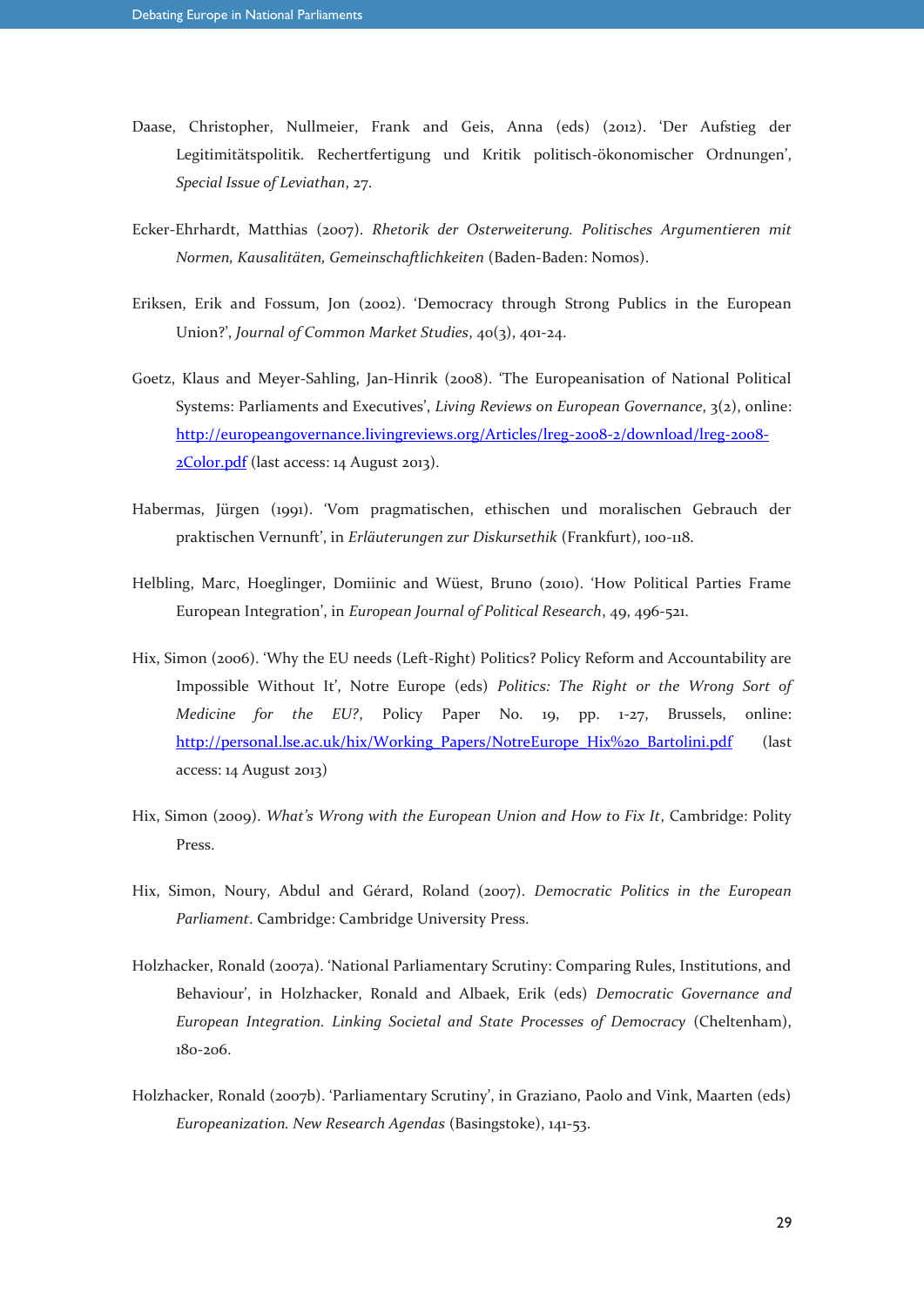Daase, Christopher, Nullmeier, Frank and Geis, Anna (eds) (2012). 'Der Aufstieg der Legitimitätspolitik. Rechertfertigung und Kritik politisch-ökonomischer Ordnungen', *Special Issue of Leviathan*, 27.

Ecker-Ehrhardt, Matthias (2007). *Rhetorik der Osterweiterung. Politisches Argumentieren mit Normen, Kausalitäten, Gemeinschaftlichkeiten* (Baden-Baden: Nomos).

Eriksen, Erik and Fossum, Jon (2002). 'Democracy through Strong Publics in the European Union?', *Journal of Common Market Studies*, 40(3), 401-24.

Goetz, Klaus and Meyer-Sahling, Jan-Hinrik (2008). 'The Europeanisation of National Political Systems: Parliaments and Executives', *Living Reviews on European Governance*, 3(2), online: [http://europeangovernance.livingreviews.org/Articles/lreg-2008-2/download/lreg-2008-2Color.pdf](http://europeangovernance.livingreviews.org/Articles/lreg-2008-2/download/lreg-2008-2Color.pdf) (last access: 14 August 2013).

Habermas, Jürgen (1991). 'Vom pragmatischen, ethischen und moralischen Gebrauch der praktischen Vernunft', in *Erläuterungen zur Diskursethik* (Frankfurt), 100-118.

Helbling, Marc, Hoeglinger, Domiinic and Wüest, Bruno (2010). 'How Political Parties Frame European Integration', in *European Journal of Political Research*, 49, 496-521.

Hix, Simon (2006). 'Why the EU needs (Left-Right) Politics? Policy Reform and Accountability are Impossible Without It', Notre Europe (eds) *Politics: The Right or the Wrong Sort of Medicine for the EU?*, Policy Paper No. 19, pp. 1-27, Brussels, online: [http://personal.lse.ac.uk/hix/Working_Papers/NotreEurope_Hix%20_Bartolini.pdf](http://personal.lse.ac.uk/hix/Working_Papers/NotreEurope_Hix%20_Bartolini.pdf) (last access: 14 August 2013)

Hix, Simon (2009). *What's Wrong with the European Union and How to Fix It*, Cambridge: Polity Press.

Hix, Simon, Noury, Abdul and Gérard, Roland (2007). *Democratic Politics in the European Parliament*. Cambridge: Cambridge University Press.

Holzhacker, Ronald (2007a). 'National Parliamentary Scrutiny: Comparing Rules, Institutions, and Behaviour', in Holzhacker, Ronald and Albaek, Erik (eds) *Democratic Governance and European Integration. Linking Societal and State Processes of Democracy* (Cheltenham), 180-206.

Holzhacker, Ronald (2007b). 'Parliamentary Scrutiny', in Graziano, Paolo and Vink, Maarten (eds) *Europeanization. New Research Agendas* (Basingstoke), 141-53.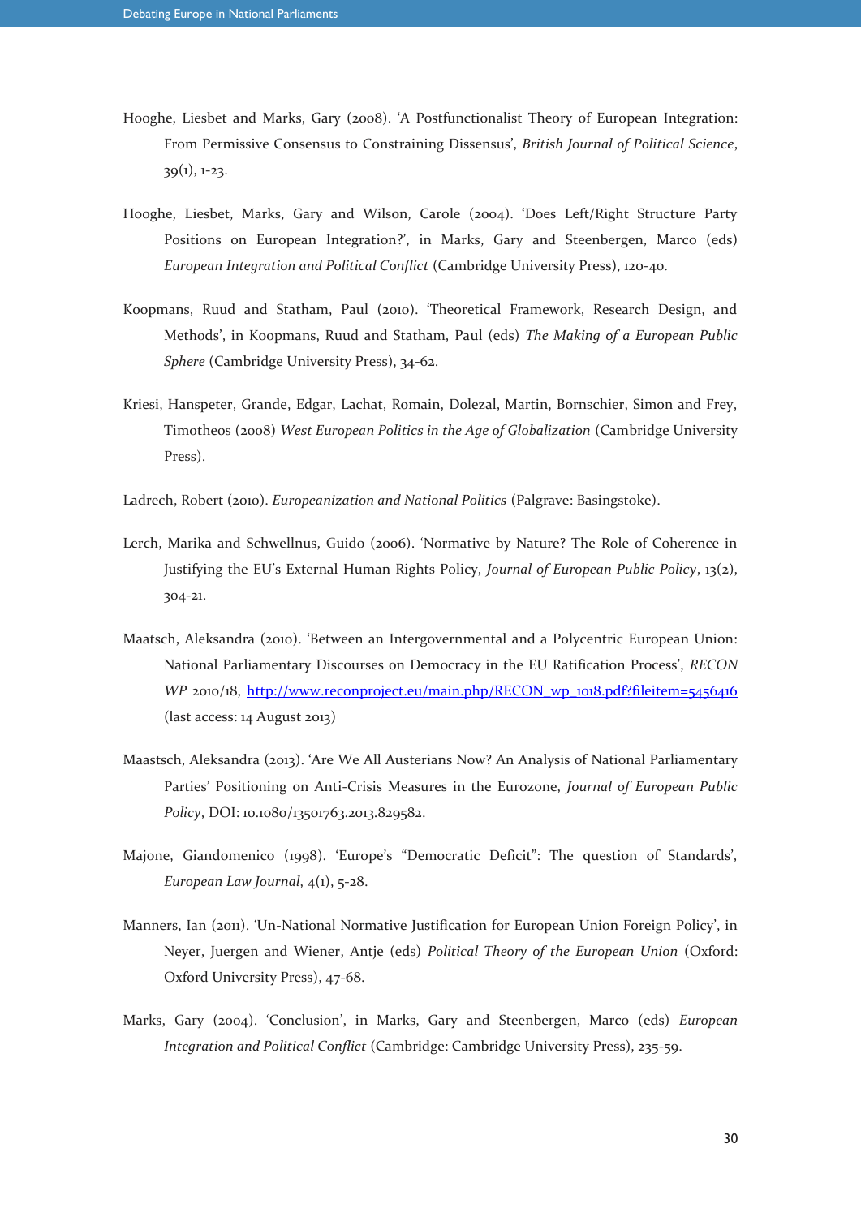Hooghe, Liesbet and Marks, Gary (2008). 'A Postfunctionalist Theory of European Integration: From Permissive Consensus to Constraining Dissensus', *British Journal of Political Science*, 39(1), 1-23.

Hooghe, Liesbet, Marks, Gary and Wilson, Carole (2004). 'Does Left/Right Structure Party Positions on European Integration?', in Marks, Gary and Steenbergen, Marco (eds) *European Integration and Political Conflict* (Cambridge University Press), 120-40.

Koopmans, Ruud and Statham, Paul (2010). 'Theoretical Framework, Research Design, and Methods', in Koopmans, Ruud and Statham, Paul (eds) *The Making of a European Public Sphere* (Cambridge University Press), 34-62.

Kriesi, Hanspeter, Grande, Edgar, Lachat, Romain, Dolezal, Martin, Bornschier, Simon and Frey, Timotheos (2008) *West European Politics in the Age of Globalization* (Cambridge University Press).

Ladrech, Robert (2010). *Europeanization and National Politics* (Palgrave: Basingstoke).

Lerch, Marika and Schwellnus, Guido (2006). 'Normative by Nature? The Role of Coherence in Justifying the EU's External Human Rights Policy, *Journal of European Public Policy*, 13(2), 304-21.

Maatsch, Aleksandra (2010). 'Between an Intergovernmental and a Polycentric European Union: National Parliamentary Discourses on Democracy in the EU Ratification Process', *RECON WP* 2010/18, http://www.reconproject.eu/main.php/RECON_wp_1018.pdf?fileitem=5456416 (last access: 14 August 2013)

Maastsch, Aleksandra (2013). 'Are We All Austerians Now? An Analysis of National Parliamentary Parties' Positioning on Anti-Crisis Measures in the Eurozone, *Journal of European Public Policy*, DOI: 10.1080/13501763.2013.829582.

Majone, Giandomenico (1998). 'Europe's "Democratic Deficit": The question of Standards', *European Law Journal*, 4(1), 5-28.

Manners, Ian (2011). 'Un-National Normative Justification for European Union Foreign Policy', in Neyer, Juergen and Wiener, Antje (eds) *Political Theory of the European Union* (Oxford: Oxford University Press), 47-68.

Marks, Gary (2004). 'Conclusion', in Marks, Gary and Steenbergen, Marco (eds) *European Integration and Political Conflict* (Cambridge: Cambridge University Press), 235-59.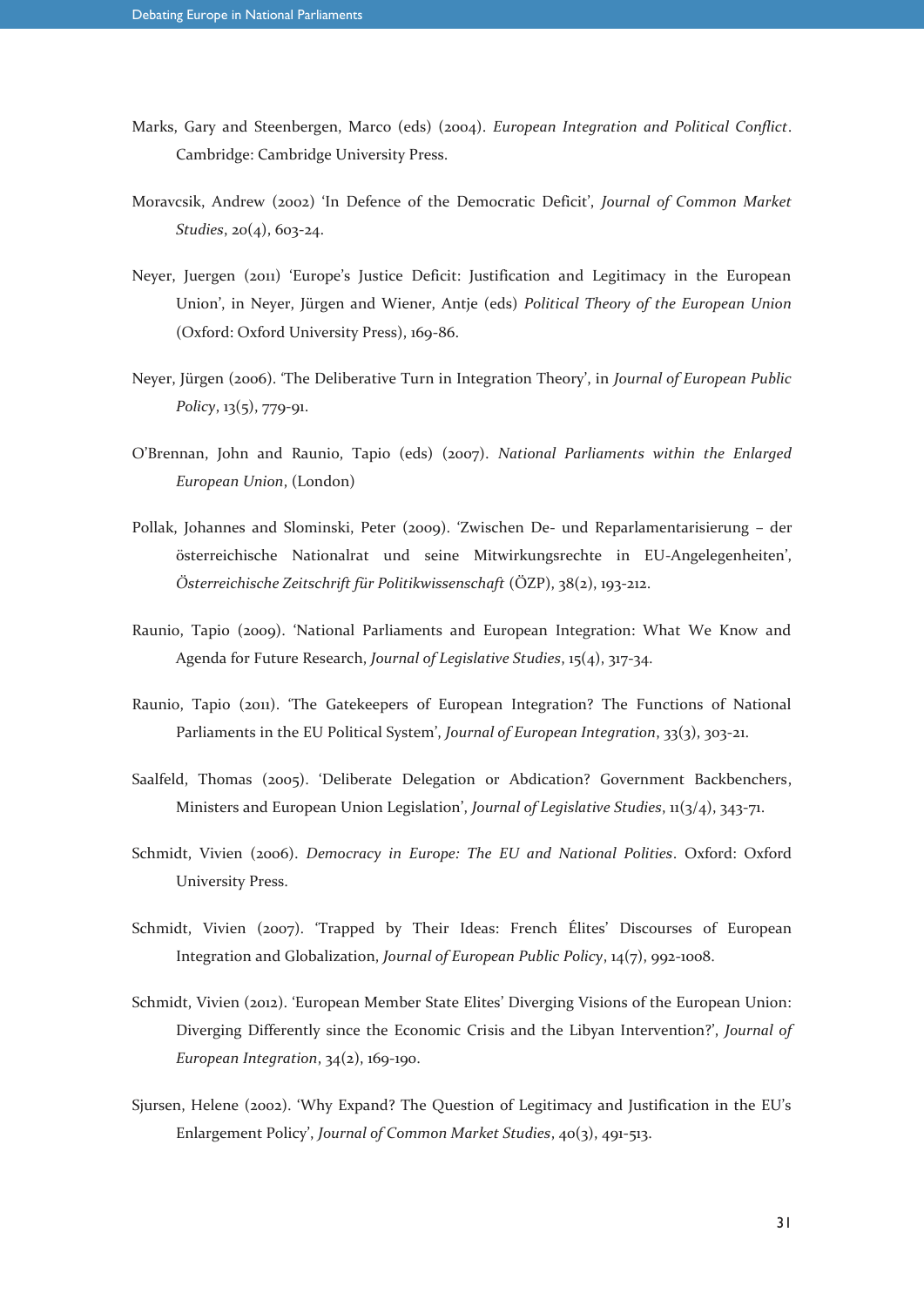Marks, Gary and Steenbergen, Marco (eds) (2004). *European Integration and Political Conflict*. Cambridge: Cambridge University Press.

Moravcsik, Andrew (2002) 'In Defence of the Democratic Deficit', *Journal of Common Market Studies*, 20(4), 603-24.

Neyer, Juergen (2011) 'Europe's Justice Deficit: Justification and Legitimacy in the European Union', in Neyer, Jürgen and Wiener, Antje (eds) *Political Theory of the European Union* (Oxford: Oxford University Press), 169-86.

Neyer, Jürgen (2006). 'The Deliberative Turn in Integration Theory', in *Journal of European Public Policy*, 13(5), 779-91.

O'Brennan, John and Raunio, Tapio (eds) (2007). *National Parliaments within the Enlarged European Union*, (London)

Pollak, Johannes and Slominski, Peter (2009). 'Zwischen De- und Reparlamentarisierung – der österreichische Nationalrat und seine Mitwirkungsrechte in EU-Angelegenheiten', *Österreichische Zeitschrift für Politikwissenschaft* (ÖZP), 38(2), 193-212.

Raunio, Tapio (2009). 'National Parliaments and European Integration: What We Know and Agenda for Future Research, *Journal of Legislative Studies*, 15(4), 317-34.

Raunio, Tapio (2011). 'The Gatekeepers of European Integration? The Functions of National Parliaments in the EU Political System', *Journal of European Integration*, 33(3), 303-21.

Saalfeld, Thomas (2005). 'Deliberate Delegation or Abdication? Government Backbenchers, Ministers and European Union Legislation', *Journal of Legislative Studies*, 11(3/4), 343-71.

Schmidt, Vivien (2006). *Democracy in Europe: The EU and National Polities*. Oxford: Oxford University Press.

Schmidt, Vivien (2007). 'Trapped by Their Ideas: French Élites' Discourses of European Integration and Globalization, *Journal of European Public Policy*, 14(7), 992-1008.

Schmidt, Vivien (2012). 'European Member State Elites' Diverging Visions of the European Union: Diverging Differently since the Economic Crisis and the Libyan Intervention?', *Journal of European Integration*, 34(2), 169-190.

Sjursen, Helene (2002). 'Why Expand? The Question of Legitimacy and Justification in the EU's Enlargement Policy', *Journal of Common Market Studies*, 40(3), 491-513.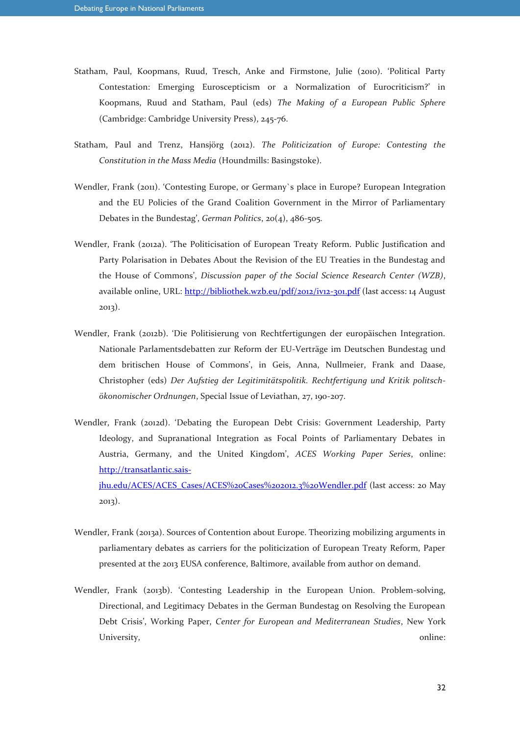Statham, Paul, Koopmans, Ruud, Tresch, Anke and Firmstone, Julie (2010). 'Political Party Contestation: Emerging Euroscepticism or a Normalization of Eurocriticism?' in Koopmans, Ruud and Statham, Paul (eds) *The Making of a European Public Sphere* (Cambridge: Cambridge University Press), 245-76.

Statham, Paul and Trenz, Hansjörg (2012). *The Politicization of Europe: Contesting the Constitution in the Mass Media* (Houndmills: Basingstoke).

Wendler, Frank (2011). 'Contesting Europe, or Germany`s place in Europe? European Integration and the EU Policies of the Grand Coalition Government in the Mirror of Parliamentary Debates in the Bundestag', *German Politics*, 20(4), 486-505.

Wendler, Frank (2012a). 'The Politicisation of European Treaty Reform. Public Justification and Party Polarisation in Debates About the Revision of the EU Treaties in the Bundestag and the House of Commons', *Discussion paper of the Social Science Research Center (WZB)*, available online, URL: http://bibliothek.wzb.eu/pdf/2012/iv12-301.pdf (last access: 14 August 2013).

Wendler, Frank (2012b). 'Die Politisierung von Rechtfertigungen der europäischen Integration. Nationale Parlamentsdebatten zur Reform der EU-Verträge im Deutschen Bundestag und dem britischen House of Commons', in Geis, Anna, Nullmeier, Frank and Daase, Christopher (eds) *Der Aufstieg der Legitimitätspolitik. Rechtfertigung und Kritik politsch-ökonomischer Ordnungen*, Special Issue of Leviathan, 27, 190-207.

Wendler, Frank (2012d). 'Debating the European Debt Crisis: Government Leadership, Party Ideology, and Supranational Integration as Focal Points of Parliamentary Debates in Austria, Germany, and the United Kingdom', *ACES Working Paper Series*, online: http://transatlantic.sais-jhu.edu/ACES/ACES_Cases/ACES%20Cases%202012.3%20Wendler.pdf (last access: 20 May 2013).

Wendler, Frank (2013a). Sources of Contention about Europe. Theorizing mobilizing arguments in parliamentary debates as carriers for the politicization of European Treaty Reform, Paper presented at the 2013 EUSA conference, Baltimore, available from author on demand.

Wendler, Frank (2013b). 'Contesting Leadership in the European Union. Problem-solving, Directional, and Legitimacy Debates in the German Bundestag on Resolving the European Debt Crisis', Working Paper, *Center for European and Mediterranean Studies*, New York University, online: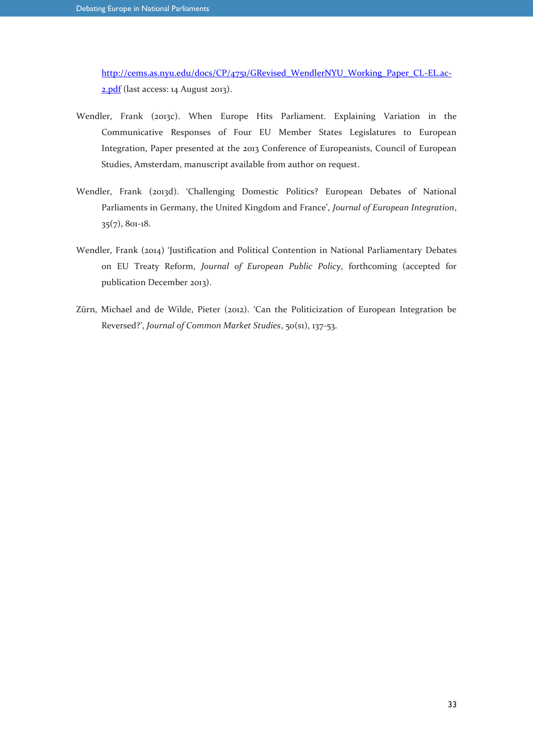http://cems.as.nyu.edu/docs/CP/4751/GRevised_WendlerNYU_Working_Paper_CL-EL.ac-2.pdf (last access: 14 August 2013).

Wendler, Frank (2013c). When Europe Hits Parliament. Explaining Variation in the Communicative Responses of Four EU Member States Legislatures to European Integration, Paper presented at the 2013 Conference of Europeanists, Council of European Studies, Amsterdam, manuscript available from author on request.

Wendler, Frank (2013d). 'Challenging Domestic Politics? European Debates of National Parliaments in Germany, the United Kingdom and France', *Journal of European Integration*, 35(7), 801-18.

Wendler, Frank (2014) 'Justification and Political Contention in National Parliamentary Debates on EU Treaty Reform, *Journal of European Public Policy*, forthcoming (accepted for publication December 2013).

Zürn, Michael and de Wilde, Pieter (2012). 'Can the Politicization of European Integration be Reversed?', *Journal of Common Market Studies*, 50(s1), 137-53.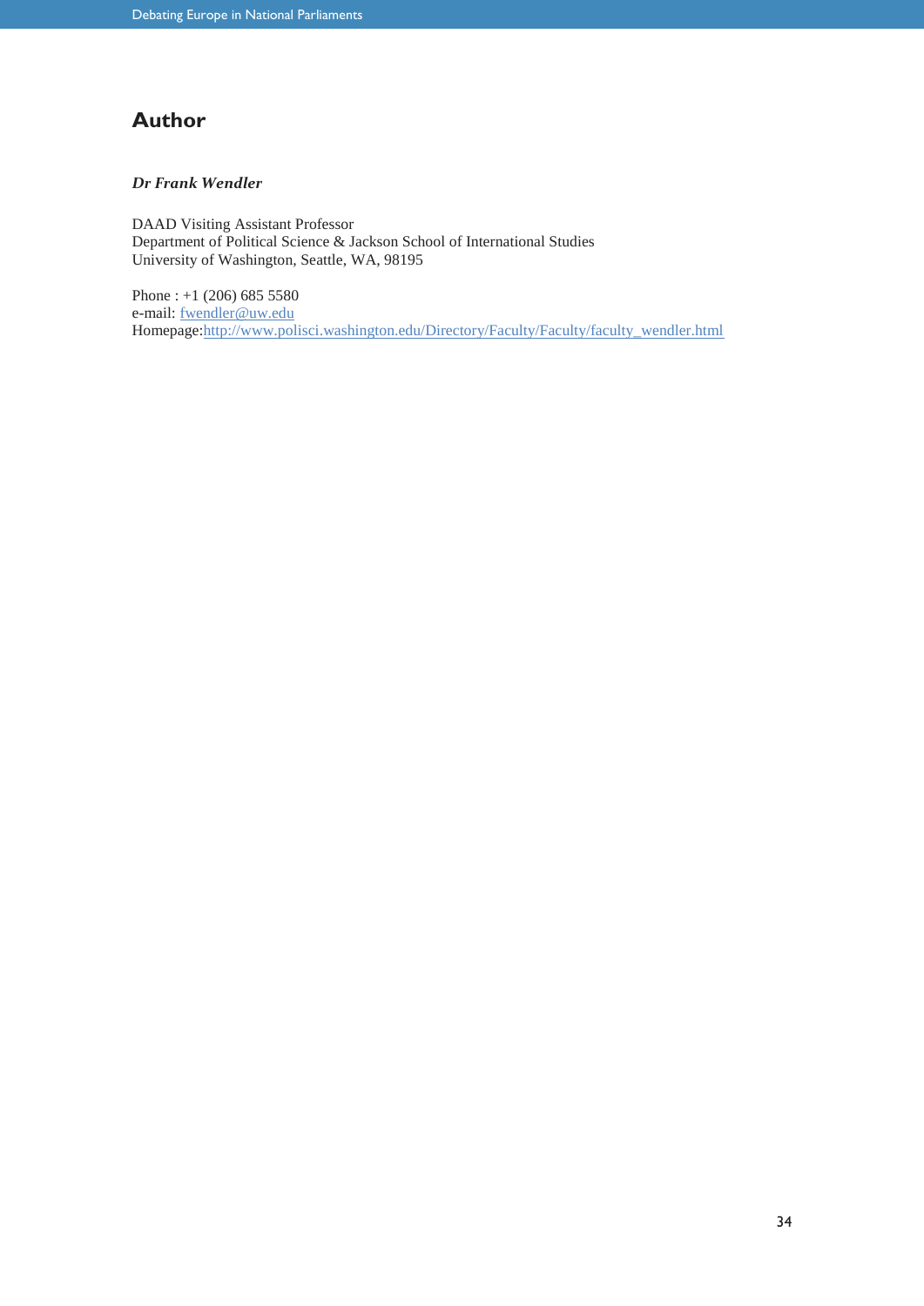## Author

***Dr Frank Wendler***

DAAD Visiting Assistant Professor
Department of Political Science & Jackson School of International Studies
University of Washington, Seattle, WA, 98195

Phone : +1 (206) 685 5580
e-mail: fwendler@uw.edu
Homepage:http://www.polisci.washington.edu/Directory/Faculty/Faculty/faculty_wendler.html